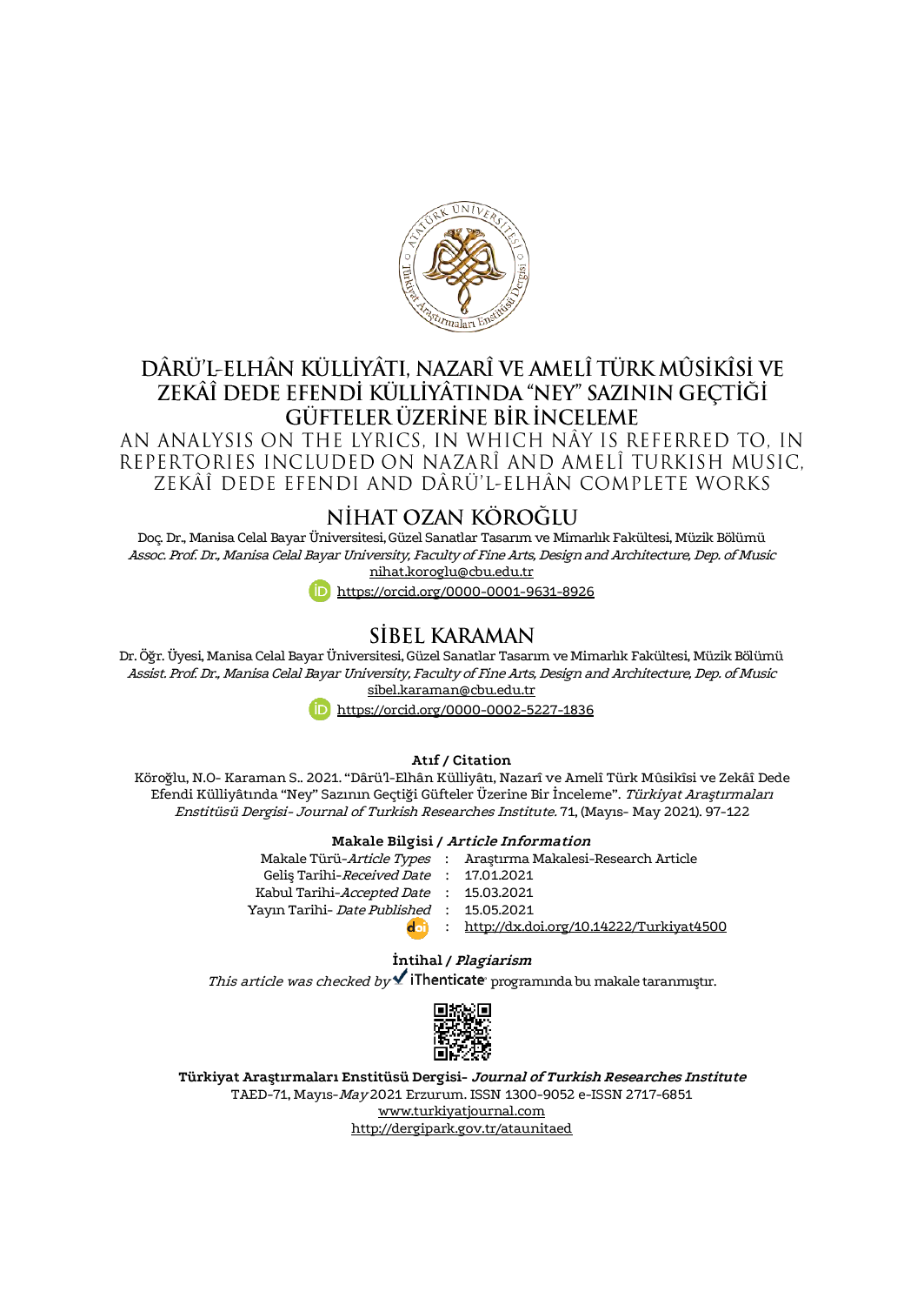# DÂRÜ'L-ELHÂN KÜLLİYÂTI, NAZARÎ VE AMELÎ TÜRK MÛSİKÎSİ VE ZEKÂÎ DEDE EFENDİ KÜLLİYÂTINDA "NEY" SAZININ GEÇTİĞİ GÜFTELER ÜZERİNE BİR İNCELEME

## AN ANALYSIS ON THE LYRICS, IN WHICH NÂY IS REFERRED TO, IN REPERTORIES INCLUDED ON NAZARÎ AND AMELÎ TURKISH MUSIC, ZEKÂÎ DEDE EFENDI AND DÂRÜ'L-ELHÂN COMPLETE WORKS

## NİHAT OZAN KÖROĞLU

Doç. Dr., Manisa Celal Bayar Üniversitesi, Güzel Sanatlar Tasarım ve Mimarlık Fakültesi, Müzik Bölümü
*Assoc. Prof. Dr., Manisa Celal Bayar University, Faculty of Fine Arts, Design and Architecture, Dep. of Music*
nihat.koroglu@cbu.edu.tr
https://orcid.org/0000-0001-9631-8926

## SİBEL KARAMAN

Dr. Öğr. Üyesi, Manisa Celal Bayar Üniversitesi, Güzel Sanatlar Tasarım ve Mimarlık Fakültesi, Müzik Bölümü
*Assist. Prof. Dr., Manisa Celal Bayar University, Faculty of Fine Arts, Design and Architecture, Dep. of Music*
sibel.karaman@cbu.edu.tr
https://orcid.org/0000-0002-5227-1836

**Atıf / Citation**

Köroğlu, N.O- Karaman S.. 2021. "Dârü'l-Elhân Külliyâtı, Nazarî ve Amelî Türk Mûsikîsi ve Zekâî Dede Efendi Külliyâtında "Ney" Sazının Geçtiği Güfteler Üzerine Bir İnceleme". *Türkiyat Araştırmaları Enstitüsü Dergisi- Journal of Turkish Researches Institute.* 71, (Mayıs- May 2021). 97-122

**Makale Bilgisi / *Article Information***

| | | |
|---|---|---|
| Makale Türü-*Article Types* | : | Araştırma Makalesi-Research Article |
| Geliş Tarihi-*Received Date* | : | 17.01.2021 |
| Kabul Tarihi-*Accepted Date* | : | 15.03.2021 |
| Yayın Tarihi- *Date Published* | : | 15.05.2021 |
| doi | : | http://dx.doi.org/10.14222/Turkiyat4500 |

**İntihal / *Plagiarism***

*This article was checked by* iThenticate programında bu makale taranmıştır.

**Türkiyat Araştırmaları Enstitüsü Dergisi- *Journal of Turkish Researches Institute***
TAED-71, Mayıs-*May* 2021 Erzurum. ISSN 1300-9052 e-ISSN 2717-6851
www.turkiyatjournal.com
http://dergipark.gov.tr/ataunitaed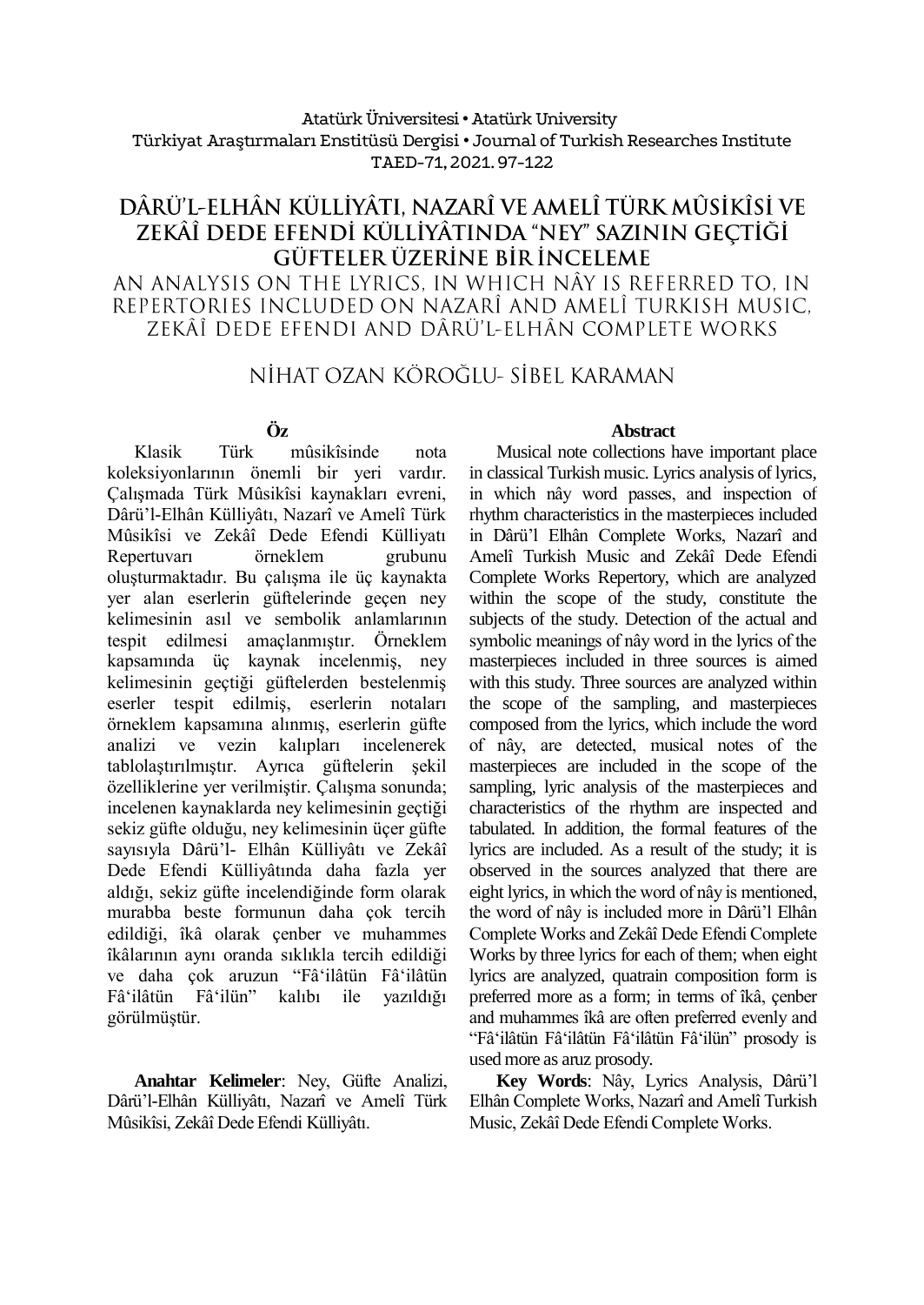# DÂRÜ'L-ELHÂN KÜLLİYÂTI, NAZARÎ VE AMELÎ TÜRK MÛSİKÎSİ VE ZEKÂÎ DEDE EFENDİ KÜLLİYÂTINDA "NEY" SAZININ GEÇTİĞİ GÜFTELER ÜZERİNE BİR İNCELEME

## AN ANALYSIS ON THE LYRICS, IN WHICH NÂY IS REFERRED TO, IN REPERTORIES INCLUDED ON NAZARÎ AND AMELÎ TURKISH MUSIC, ZEKÂÎ DEDE EFENDI AND DÂRÜ'L-ELHÂN COMPLETE WORKS

NİHAT OZAN KÖROĞLU- SİBEL KARAMAN

### Öz

Klasik Türk mûsikîsinde nota koleksiyonlarının önemli bir yeri vardır. Çalışmada Türk Mûsikîsi kaynakları evreni, Dârü'l-Elhân Külliyâtı, Nazarî ve Amelî Türk Mûsikîsi ve Zekâî Dede Efendi Külliyatı Repertuvarı örneklem grubunu oluşturmaktadır. Bu çalışma ile üç kaynakta yer alan eserlerin güftelerinde geçen ney kelimesinin asıl ve sembolik anlamlarının tespit edilmesi amaçlanmıştır. Örneklem kapsamında üç kaynak incelenmiş, ney kelimesinin geçtiği güftelerden bestelenmiş eserler tespit edilmiş, eserlerin notaları örneklem kapsamına alınmış, eserlerin güfte analizi ve vezin kalıpları incelenerek tablolaştırılmıştır. Ayrıca güftelerin şekil özelliklerine yer verilmiştir. Çalışma sonunda; incelenen kaynaklarda ney kelimesinin geçtiği sekiz güfte olduğu, ney kelimesinin üçer güfte sayısıyla Dârü'l- Elhân Külliyâtı ve Zekâî Dede Efendi Külliyâtında daha fazla yer aldığı, sekiz güfte incelendiğinde form olarak murabba beste formunun daha çok tercih edildiği, îkâ olarak çenber ve muhammes îkâlarının aynı oranda sıklıkla tercih edildiği ve daha çok aruzun "Fâ'ilâtün Fâ'ilâtün Fâ'ilâtün Fâ'ilün" kalıbı ile yazıldığı görülmüştür.

**Anahtar Kelimeler**: Ney, Güfte Analizi, Dârü'l-Elhân Külliyâtı, Nazarî ve Amelî Türk Mûsikîsi, Zekâî Dede Efendi Külliyâtı.

### Abstract

Musical note collections have important place in classical Turkish music. Lyrics analysis of lyrics, in which nây word passes, and inspection of rhythm characteristics in the masterpieces included in Dârü'l Elhân Complete Works, Nazarî and Amelî Turkish Music and Zekâî Dede Efendi Complete Works Repertory, which are analyzed within the scope of the study, constitute the subjects of the study. Detection of the actual and symbolic meanings of nây word in the lyrics of the masterpieces included in three sources is aimed with this study. Three sources are analyzed within the scope of the sampling, and masterpieces composed from the lyrics, which include the word of nây, are detected, musical notes of the masterpieces are included in the scope of the sampling, lyric analysis of the masterpieces and characteristics of the rhythm are inspected and tabulated. In addition, the formal features of the lyrics are included. As a result of the study; it is observed in the sources analyzed that there are eight lyrics, in which the word of nây is mentioned, the word of nây is included more in Dârü'l Elhân Complete Works and Zekâî Dede Efendi Complete Works by three lyrics for each of them; when eight lyrics are analyzed, quatrain composition form is preferred more as a form; in terms of îkâ, çenber and muhammes îkâ are often preferred evenly and "Fâ'ilâtün Fâ'ilâtün Fâ'ilâtün Fâ'ilün" prosody is used more as aruz prosody.

**Key Words**: Nây, Lyrics Analysis, Dârü'l Elhân Complete Works, Nazarî and Amelî Turkish Music, Zekâî Dede Efendi Complete Works.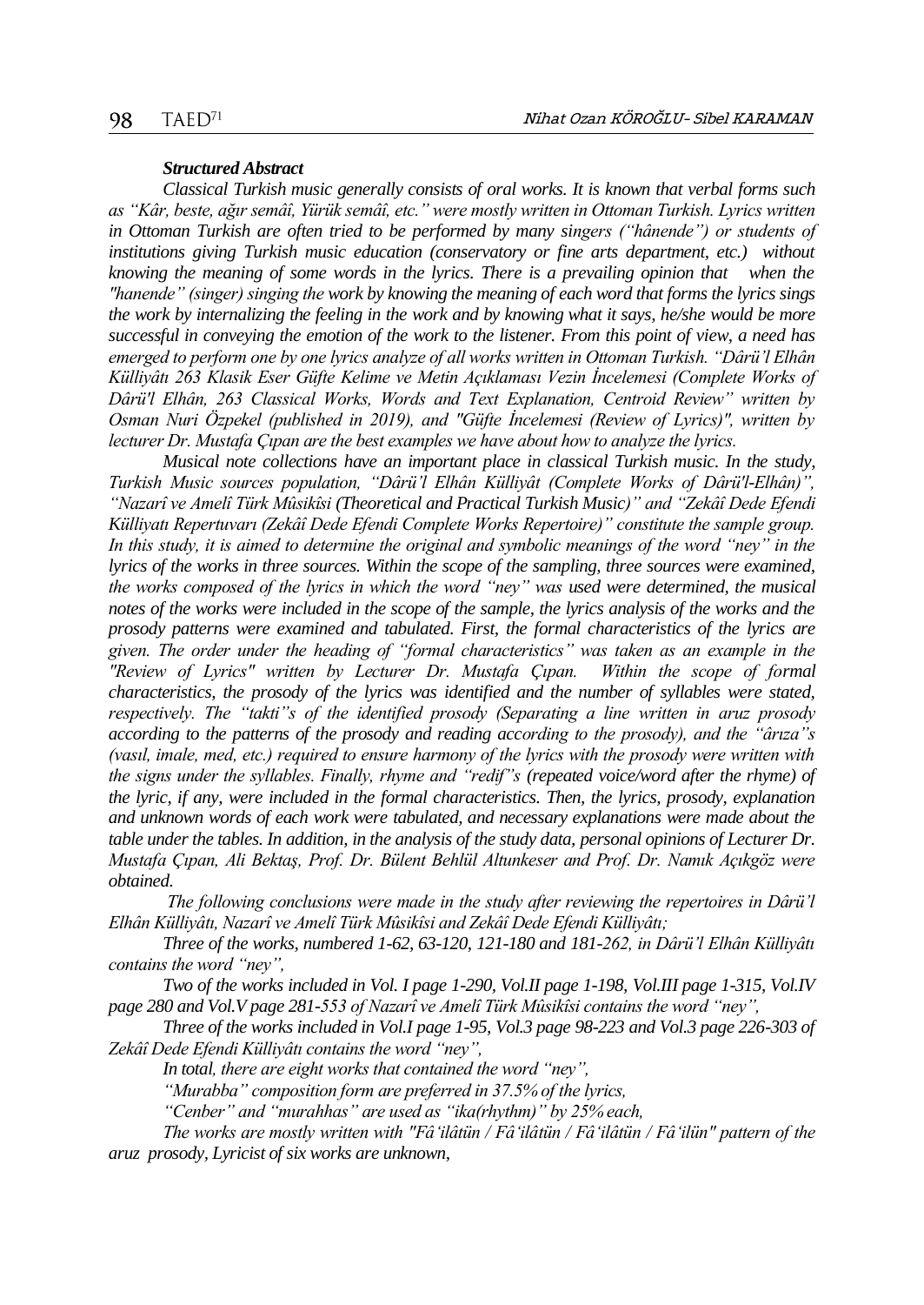***Structured Abstract***

*Classical Turkish music generally consists of oral works. It is known that verbal forms such as "Kâr, beste, ağır semâî, Yürük semâî, etc." were mostly written in Ottoman Turkish. Lyrics written in Ottoman Turkish are often tried to be performed by many singers ("hânende") or students of institutions giving Turkish music education (conservatory or fine arts department, etc.) without knowing the meaning of some words in the lyrics. There is a prevailing opinion that when the "hanende" (singer) singing the work by knowing the meaning of each word that forms the lyrics sings the work by internalizing the feeling in the work and by knowing what it says, he/she would be more successful in conveying the emotion of the work to the listener. From this point of view, a need has emerged to perform one by one lyrics analyze of all works written in Ottoman Turkish. "Dârü'l Elhân Külliyâtı 263 Klasik Eser Güfte Kelime ve Metin Açıklaması Vezin İncelemesi (Complete Works of Dârü'l Elhân, 263 Classical Works, Words and Text Explanation, Centroid Review" written by Osman Nuri Özpekel (published in 2019), and "Güfte İncelemesi (Review of Lyrics)", written by lecturer Dr. Mustafa Çıpan are the best examples we have about how to analyze the lyrics.*

*Musical note collections have an important place in classical Turkish music. In the study, Turkish Music sources population, "Dârü'l Elhân Külliyât (Complete Works of Dârü'l-Elhân)", "Nazarî ve Amelî Türk Mûsikîsi (Theoretical and Practical Turkish Music)" and "Zekâî Dede Efendi Külliyatı Repertuvarı (Zekâî Dede Efendi Complete Works Repertoire)" constitute the sample group. In this study, it is aimed to determine the original and symbolic meanings of the word "ney" in the lyrics of the works in three sources. Within the scope of the sampling, three sources were examined, the works composed of the lyrics in which the word "ney" was used were determined, the musical notes of the works were included in the scope of the sample, the lyrics analysis of the works and the prosody patterns were examined and tabulated. First, the formal characteristics of the lyrics are given. The order under the heading of "formal characteristics" was taken as an example in the "Review of Lyrics" written by Lecturer Dr. Mustafa Çıpan. Within the scope of formal characteristics, the prosody of the lyrics was identified and the number of syllables were stated, respectively. The "takti"s of the identified prosody (Separating a line written in aruz prosody according to the patterns of the prosody and reading according to the prosody), and the "ârıza"s (vasıl, imale, med, etc.) required to ensure harmony of the lyrics with the prosody were written with the signs under the syllables. Finally, rhyme and "redif"s (repeated voice/word after the rhyme) of the lyric, if any, were included in the formal characteristics. Then, the lyrics, prosody, explanation and unknown words of each work were tabulated, and necessary explanations were made about the table under the tables. In addition, in the analysis of the study data, personal opinions of Lecturer Dr. Mustafa Çıpan, Ali Bektaş, Prof. Dr. Bülent Behlül Altunkeser and Prof. Dr. Namık Açıkgöz were obtained.*

*The following conclusions were made in the study after reviewing the repertoires in Dârü'l Elhân Külliyâtı, Nazarî ve Amelî Türk Mûsikîsi and Zekâî Dede Efendi Külliyâtı;*

*Three of the works, numbered 1-62, 63-120, 121-180 and 181-262, in Dârü'l Elhân Külliyâtı contains the word "ney",*

*Two of the works included in Vol. I page 1-290, Vol.II page 1-198, Vol.III page 1-315, Vol.IV page 280 and Vol.V page 281-553 of Nazarî ve Amelî Türk Mûsikîsi contains the word "ney",*

*Three of the works included in Vol.I page 1-95, Vol.3 page 98-223 and Vol.3 page 226-303 of Zekâî Dede Efendi Külliyâtı contains the word "ney",*

*In total, there are eight works that contained the word "ney",*

*"Murabba" composition form are preferred in 37.5% of the lyrics,*

*"Cenber" and "murahhas" are used as "ika(rhythm)" by 25% each,*

*The works are mostly written with "Fâ'ilâtün / Fâ'ilâtün / Fâ'ilâtün / Fâ'ilün" pattern of the aruz prosody, Lyricist of six works are unknown,*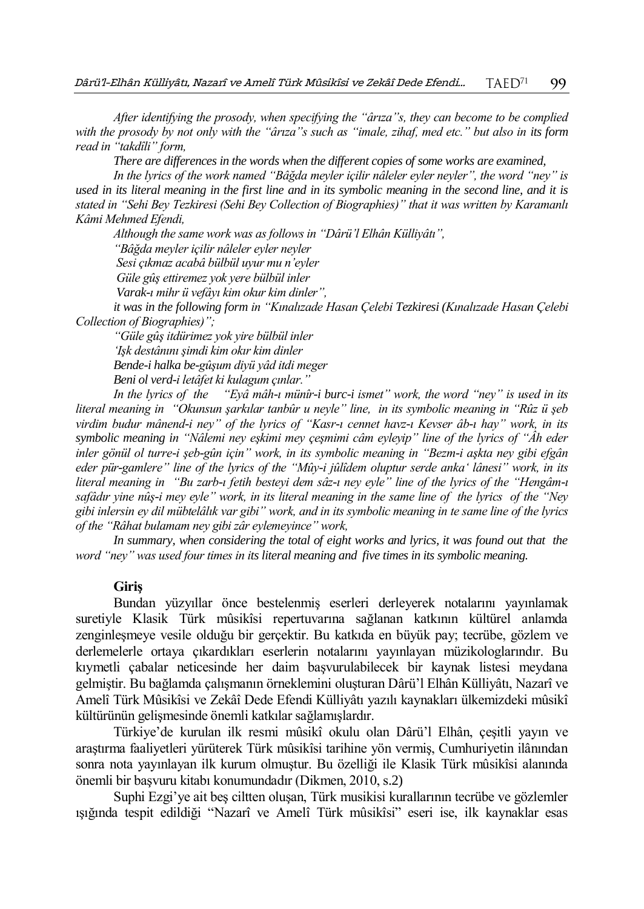*After identifying the prosody, when specifying the "ârıza"s, they can become to be complied with the prosody by not only with the "ârıza"s such as "imale, zihaf, med etc." but also in its form read in "takdîli" form,*

*There are differences in the words when the different copies of some works are examined,*

*In the lyrics of the work named "Bâğda meyler içilir nâleler eyler neyler", the word "ney" is used in its literal meaning in the first line and in its symbolic meaning in the second line, and it is stated in "Sehi Bey Tezkiresi (Sehi Bey Collection of Biographies)" that it was written by Karamanlı Kâmi Mehmed Efendi,*

*Although the same work was as follows in "Dârü'l Elhân Külliyâtı",*

*"Bâğda meyler içilir nâleler eyler neyler*

*Sesi çıkmaz acabâ bülbül uyur mu n'eyler*

*Güle gûş ettiremez yok yere bülbül inler*

*Varak-ı mihr ü vefâyı kim okur kim dinler",*

*it was in the following form in "Kınalızade Hasan Çelebi Tezkiresi (Kınalızade Hasan Çelebi Collection of Biographies)";*

*"Güle gûş itdürimez yok yire bülbül inler*

*'Işk destânını şimdi kim okır kim dinler*

*Bende-i halka be-gûşum diyü yâd itdi meger*

*Beni ol verd-i letâfet ki kulagum çınlar."*

*In the lyrics of the "Eyâ mâh-ı münîr-i burc-i ismet" work, the word "ney" is used in its literal meaning in "Okunsun şarkılar tanbûr u neyle" line, in its symbolic meaning in "Rûz ü şeb virdim budur mânend-i ney" of the lyrics of "Kasr-ı cennet havz-ı Kevser âb-ı hay" work, in its symbolic meaning in "Nâlemi ney eşkimi mey çeşmimi câm eyleyip" line of the lyrics of "Âh eder inler gönül ol turre-i şeb-gûn için" work, in its symbolic meaning in "Bezm-i aşkta ney gibi efgân eder pür-gamlere" line of the lyrics of the "Mûy-i jûlîdem oluptur serde anka' lânesi" work, in its literal meaning in "Bu zarb-ı fetih besteyi dem sâz-ı ney eyle" line of the lyrics of the "Hengâm-ı safâdır yine nûş-i mey eyle" work, in its literal meaning in the same line of the lyrics of the "Ney gibi inlersin ey dil mübtelâlık var gibi" work, and in its symbolic meaning in te same line of the lyrics of the "Râhat bulamam ney gibi zâr eylemeyince" work,*

*In summary, when considering the total of eight works and lyrics, it was found out that the word "ney" was used four times in its literal meaning and five times in its symbolic meaning.*

## Giriş

Bundan yüzyıllar önce bestelenmiş eserleri derleyerek notalarını yayınlamak suretiyle Klasik Türk mûsikîsi repertuvarına sağlanan katkının kültürel anlamda zenginleşmeye vesile olduğu bir gerçektir. Bu katkıda en büyük pay; tecrübe, gözlem ve derlemelerle ortaya çıkardıkları eserlerin notalarını yayınlayan müzikologlarındır. Bu kıymetli çabalar neticesinde her daim başvurulabilecek bir kaynak listesi meydana gelmiştir. Bu bağlamda çalışmanın örneklemini oluşturan Dârü'l Elhân Külliyâtı, Nazarî ve Amelî Türk Mûsikîsi ve Zekâî Dede Efendi Külliyâtı yazılı kaynakları ülkemizdeki mûsikî kültürünün gelişmesinde önemli katkılar sağlamışlardır.

Türkiye'de kurulan ilk resmi mûsikî okulu olan Dârü'l Elhân, çeşitli yayın ve araştırma faaliyetleri yürüterek Türk mûsikîsi tarihine yön vermiş, Cumhuriyetin ilânından sonra nota yayınlayan ilk kurum olmuştur. Bu özelliği ile Klasik Türk mûsikîsi alanında önemli bir başvuru kitabı konumundadır (Dikmen, 2010, s.2)

Suphi Ezgi'ye ait beş ciltten oluşan, Türk musikisi kurallarının tecrübe ve gözlemler ışığında tespit edildiği "Nazarî ve Amelî Türk mûsikîsi" eseri ise, ilk kaynaklar esas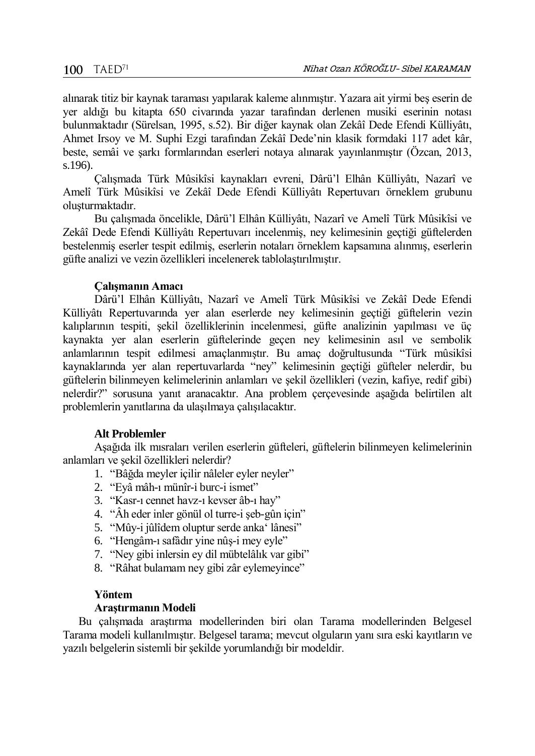alınarak titiz bir kaynak taraması yapılarak kaleme alınmıştır. Yazara ait yirmi beş eserin de yer aldığı bu kitapta 650 civarında yazar tarafından derlenen musiki eserinin notası bulunmaktadır (Sürelsan, 1995, s.52). Bir diğer kaynak olan Zekâî Dede Efendi Külliyâtı, Ahmet Irsoy ve M. Suphi Ezgi tarafından Zekâî Dede'nin klasik formdaki 117 adet kâr, beste, semâi ve şarkı formlarından eserleri notaya alınarak yayınlanmıştır (Özcan, 2013, s.196).

Çalışmada Türk Mûsikîsi kaynakları evreni, Dârü'l Elhân Külliyâtı, Nazarî ve Amelî Türk Mûsikîsi ve Zekâî Dede Efendi Külliyâtı Repertuvarı örneklem grubunu oluşturmaktadır.

Bu çalışmada öncelikle, Dârü'l Elhân Külliyâtı, Nazarî ve Amelî Türk Mûsikîsi ve Zekâî Dede Efendi Külliyâtı Repertuvarı incelenmiş, ney kelimesinin geçtiği güftelerden bestelenmiş eserler tespit edilmiş, eserlerin notaları örneklem kapsamına alınmış, eserlerin güfte analizi ve vezin özellikleri incelenerek tablolaştırılmıştır.

**Çalışmanın Amacı**

Dârü'l Elhân Külliyâtı, Nazarî ve Amelî Türk Mûsikîsi ve Zekâî Dede Efendi Külliyâtı Repertuvarında yer alan eserlerde ney kelimesinin geçtiği güftelerin vezin kalıplarının tespiti, şekil özelliklerinin incelenmesi, güfte analizinin yapılması ve üç kaynakta yer alan eserlerin güftelerinde geçen ney kelimesinin asıl ve sembolik anlamlarının tespit edilmesi amaçlanmıştır. Bu amaç doğrultusunda "Türk mûsikîsi kaynaklarında yer alan repertuvarlarda "ney" kelimesinin geçtiği güfteler nelerdir, bu güftelerin bilinmeyen kelimelerinin anlamları ve şekil özellikleri (vezin, kafiye, redif gibi) nelerdir?" sorusuna yanıt aranacaktır. Ana problem çerçevesinde aşağıda belirtilen alt problemlerin yanıtlarına da ulaşılmaya çalışılacaktır.

**Alt Problemler**

Aşağıda ilk mısraları verilen eserlerin güfteleri, güftelerin bilinmeyen kelimelerinin anlamları ve şekil özellikleri nelerdir?

1. "Bâğda meyler içilir nâleler eyler neyler"
2. "Eyâ mâh-ı münîr-i burc-i ismet"
3. "Kasr-ı cennet havz-ı kevser âb-ı hay"
4. "Âh eder inler gönül ol turre-i şeb-gûn için"
5. "Mûy-i jûlîdem oluptur serde anka' lânesi"
6. "Hengâm-ı safâdır yine nûş-i mey eyle"
7. "Ney gibi inlersin ey dil mübtelâlık var gibi"
8. "Râhat bulamam ney gibi zâr eylemeyince"

**Yöntem**

**Araştırmanın Modeli**

Bu çalışmada araştırma modellerinden biri olan Tarama modellerinden Belgesel Tarama modeli kullanılmıştır. Belgesel tarama; mevcut olguların yanı sıra eski kayıtların ve yazılı belgelerin sistemli bir şekilde yorumlandığı bir modeldir.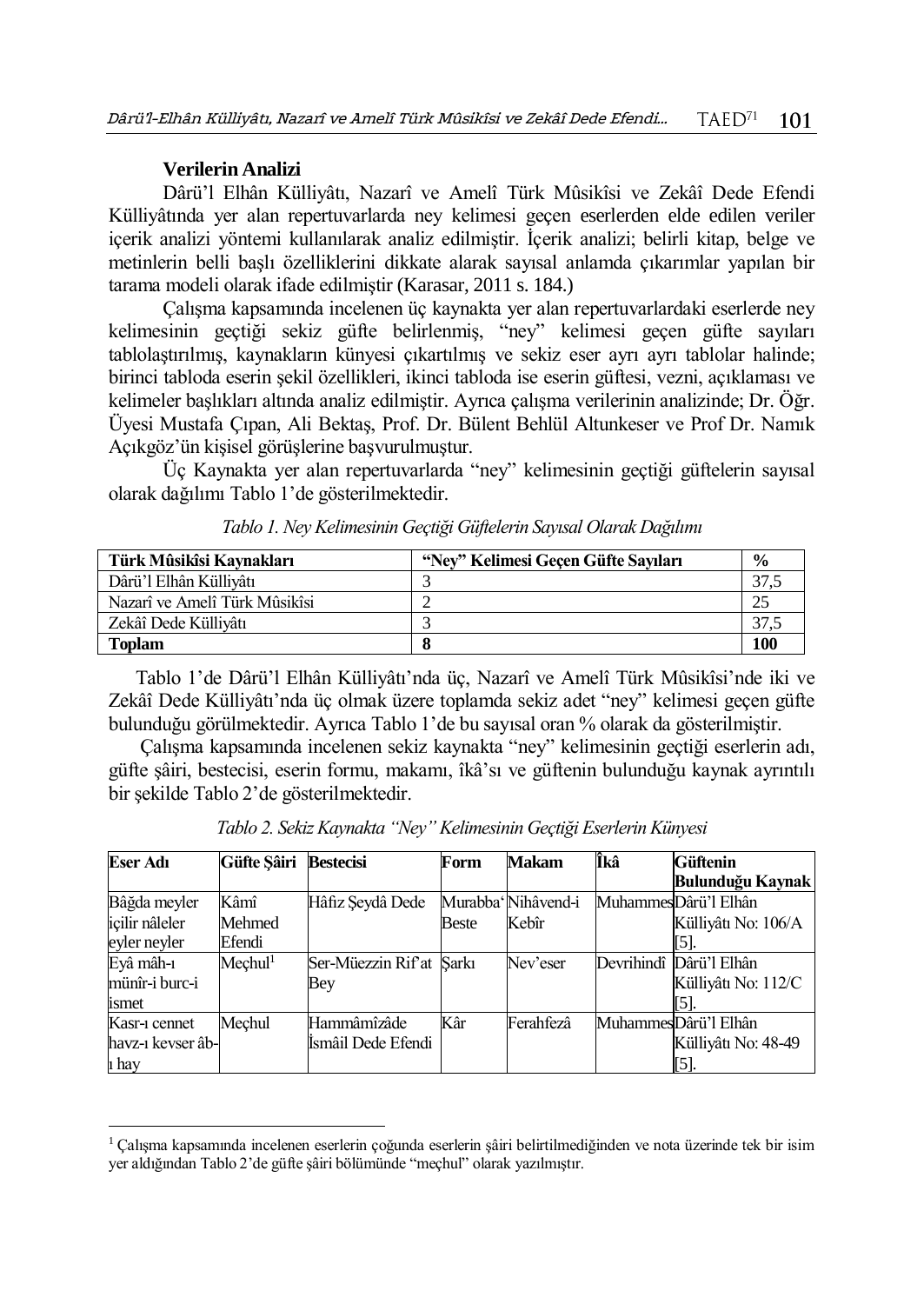### Verilerin Analizi

Dârü'l Elhân Külliyâtı, Nazarî ve Amelî Türk Mûsikîsi ve Zekâî Dede Efendi Külliyâtında yer alan repertuvarlarda ney kelimesi geçen eserlerden elde edilen veriler içerik analizi yöntemi kullanılarak analiz edilmiştir. İçerik analizi; belirli kitap, belge ve metinlerin belli başlı özelliklerini dikkate alarak sayısal anlamda çıkarımlar yapılan bir tarama modeli olarak ifade edilmiştir (Karasar, 2011 s. 184.)

Çalışma kapsamında incelenen üç kaynakta yer alan repertuvarlardaki eserlerde ney kelimesinin geçtiği sekiz güfte belirlenmiş, "ney" kelimesi geçen güfte sayıları tablolaştırılmış, kaynakların künyesi çıkartılmış ve sekiz eser ayrı ayrı tablolar halinde; birinci tabloda eserin şekil özellikleri, ikinci tabloda ise eserin güftesi, vezni, açıklaması ve kelimeler başlıkları altında analiz edilmiştir. Ayrıca çalışma verilerinin analizinde; Dr. Öğr. Üyesi Mustafa Çıpan, Ali Bektaş, Prof. Dr. Bülent Behlül Altunkeser ve Prof Dr. Namık Açıkgöz'ün kişisel görüşlerine başvurulmuştur.

Üç Kaynakta yer alan repertuvarlarda "ney" kelimesinin geçtiği güftelerin sayısal olarak dağılımı Tablo 1'de gösterilmektedir.

*Tablo 1. Ney Kelimesinin Geçtiği Güftelerin Sayısal Olarak Dağılımı*

| Türk Mûsikîsi Kaynakları | "Ney" Kelimesi Geçen Güfte Sayıları | % |
|---|---|---|
| Dârü'l Elhân Külliyâtı | 3 | 37,5 |
| Nazarî ve Amelî Türk Mûsikîsi | 2 | 25 |
| Zekâî Dede Külliyâtı | 3 | 37,5 |
| **Toplam** | **8** | **100** |

Tablo 1'de Dârü'l Elhân Külliyâtı'nda üç, Nazarî ve Amelî Türk Mûsikîsi'nde iki ve Zekâî Dede Külliyâtı'nda üç olmak üzere toplamda sekiz adet "ney" kelimesi geçen güfte bulunduğu görülmektedir. Ayrıca Tablo 1'de bu sayısal oran % olarak da gösterilmiştir.

Çalışma kapsamında incelenen sekiz kaynakta "ney" kelimesinin geçtiği eserlerin adı, güfte şâiri, bestecisi, eserin formu, makamı, îkâ'sı ve güftenin bulunduğu kaynak ayrıntılı bir şekilde Tablo 2'de gösterilmektedir.

*Tablo 2. Sekiz Kaynakta "Ney" Kelimesinin Geçtiği Eserlerin Künyesi*

| Eser Adı | Güfte Şâiri | Bestecisi | Form | Makam | Îkâ | Güftenin Bulunduğu Kaynak |
|---|---|---|---|---|---|---|
| Bâğda meyler içilir nâleler eyler neyler | Kâmî Mehmed Efendi | Hâfız Şeydâ Dede | Murabba' Beste | Nihâvend-i Kebîr | Muhammes | Dârü'l Elhân Külliyâtı No: 106/A [5]. |
| Eyâ mâh-ı münîr-i burc-i ismet | Meçhul[1] | Ser-Müezzin Rif'at Bey | Şarkı | Nev'eser | Devrihindî | Dârü'l Elhân Külliyâtı No: 112/C [5]. |
| Kasr-ı cennet havz-ı kevser âb-ı hay | Meçhul | Hammâmîzâde İsmâil Dede Efendi | Kâr | Ferahfezâ | Muhammes | Dârü'l Elhân Külliyâtı No: 48-49 [5]. |

[1] Çalışma kapsamında incelenen eserlerin çoğunda eserlerin şâiri belirtilmediğinden ve nota üzerinde tek bir isim yer aldığından Tablo 2'de güfte şâiri bölümünde "meçhul" olarak yazılmıştır.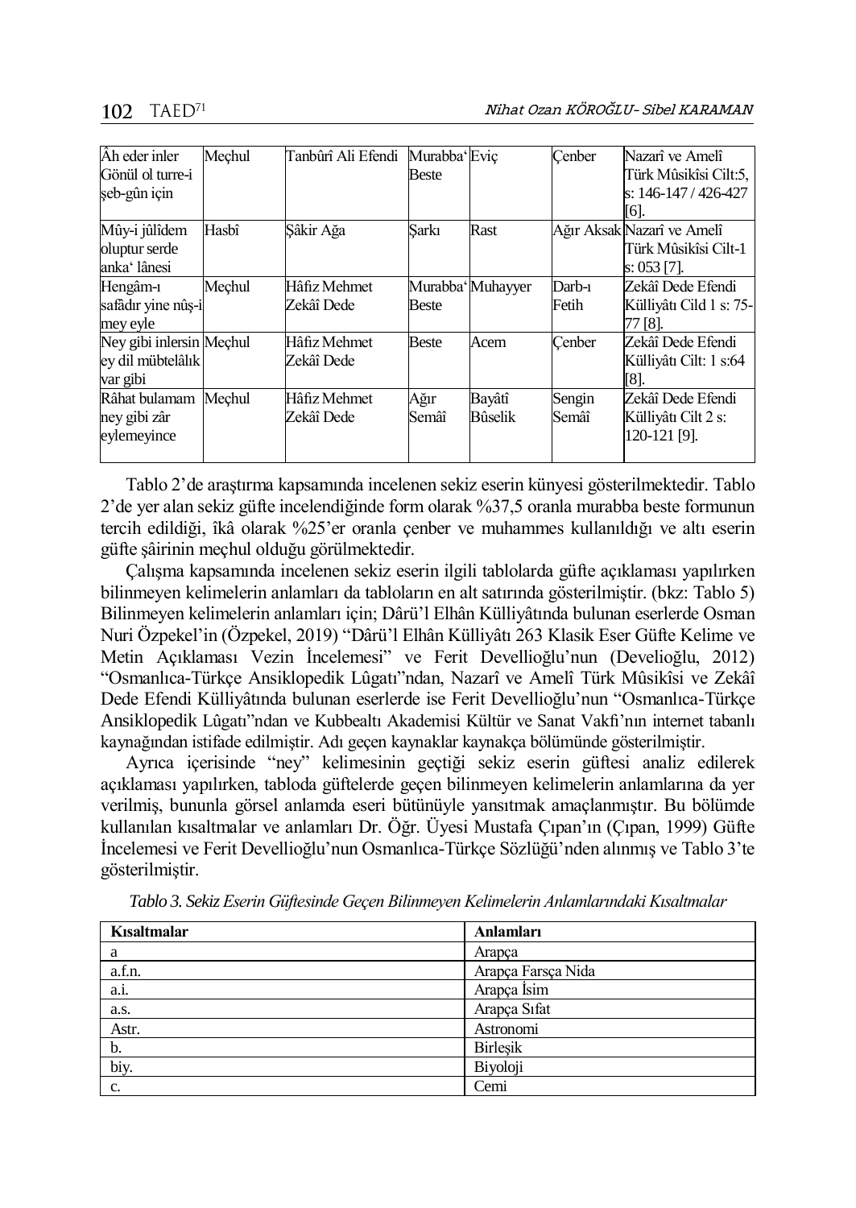| Âh eder inler Gönül ol turre-i şeb-gûn için | Meçhul | Tanbûrî Ali Efendi | Murabba' Beste | Eviç | Çenber | Nazarî ve Amelî Türk Mûsikîsi Cilt:5, s: 146-147 / 426-427 [6]. |
|---|---|---|---|---|---|---|
| Mûy-i jûlîdem oluptur serde anka' lânesi | Hasbî | Şâkir Ağa | Şarkı | Rast | Ağır Aksak | Nazarî ve Amelî Türk Mûsikîsi Cilt-1 s: 053 [7]. |
| Hengâm-ı safâdır yine nûş-i mey eyle | Meçhul | Hâfiz Mehmet Zekâî Dede | Murabba' Beste | Muhayyer | Darb-ı Fetih | Zekâî Dede Efendi Külliyâtı Cild 1 s: 75-77 [8]. |
| Ney gibi inlersin ey dil mübtelâlık var gibi | Meçhul | Hâfiz Mehmet Zekâî Dede | Beste | Acem | Çenber | Zekâî Dede Efendi Külliyâtı Cilt: 1 s:64 [8]. |
| Râhat bulamam ney gibi zâr eylemeyince | Meçhul | Hâfiz Mehmet Zekâî Dede | Ağır Semâî | Bayâtî Bûselik | Sengin Semâî | Zekâî Dede Efendi Külliyâtı Cilt 2 s: 120-121 [9]. |

Tablo 2'de araştırma kapsamında incelenen sekiz eserin künyesi gösterilmektedir. Tablo 2'de yer alan sekiz güfte incelendiğinde form olarak %37,5 oranla murabba beste formunun tercih edildiği, îkâ olarak %25'er oranla çenber ve muhammes kullanıldığı ve altı eserin güfte şâirinin meçhul olduğu görülmektedir.

Çalışma kapsamında incelenen sekiz eserin ilgili tablolarda güfte açıklaması yapılırken bilinmeyen kelimelerin anlamları da tabloların en alt satırında gösterilmiştir. (bkz: Tablo 5) Bilinmeyen kelimelerin anlamları için; Dârü'l Elhân Külliyâtında bulunan eserlerde Osman Nuri Özpekel'in (Özpekel, 2019) "Dârü'l Elhân Külliyâtı 263 Klasik Eser Güfte Kelime ve Metin Açıklaması Vezin İncelemesi" ve Ferit Devellioğlu'nun (Develioğlu, 2012) "Osmanlıca-Türkçe Ansiklopedik Lûgatı"ndan, Nazarî ve Amelî Türk Mûsikîsi ve Zekâî Dede Efendi Külliyâtında bulunan eserlerde ise Ferit Devellioğlu'nun "Osmanlıca-Türkçe Ansiklopedik Lûgatı"ndan ve Kubbealtı Akademisi Kültür ve Sanat Vakfı'nın internet tabanlı kaynağından istifade edilmiştir. Adı geçen kaynaklar kaynakça bölümünde gösterilmiştir.

Ayrıca içerisinde "ney" kelimesinin geçtiği sekiz eserin güftesi analiz edilerek açıklaması yapılırken, tabloda güftelerde geçen bilinmeyen kelimelerin anlamlarına da yer verilmiş, bununla görsel anlamda eseri bütünüyle yansıtmak amaçlanmıştır. Bu bölümde kullanılan kısaltmalar ve anlamları Dr. Öğr. Üyesi Mustafa Çıpan'ın (Çıpan, 1999) Güfte İncelemesi ve Ferit Devellioğlu'nun Osmanlıca-Türkçe Sözlüğü'nden alınmış ve Tablo 3'te gösterilmiştir.

*Tablo 3. Sekiz Eserin Güftesinde Geçen Bilinmeyen Kelimelerin Anlamlarındaki Kısaltmalar*

| **Kısaltmalar** | **Anlamları** |
|---|---|
| a | Arapça |
| a.f.n. | Arapça Farsça Nida |
| a.i. | Arapça İsim |
| a.s. | Arapça Sıfat |
| Astr. | Astronomi |
| b. | Birleşik |
| biy. | Biyoloji |
| c. | Cemi |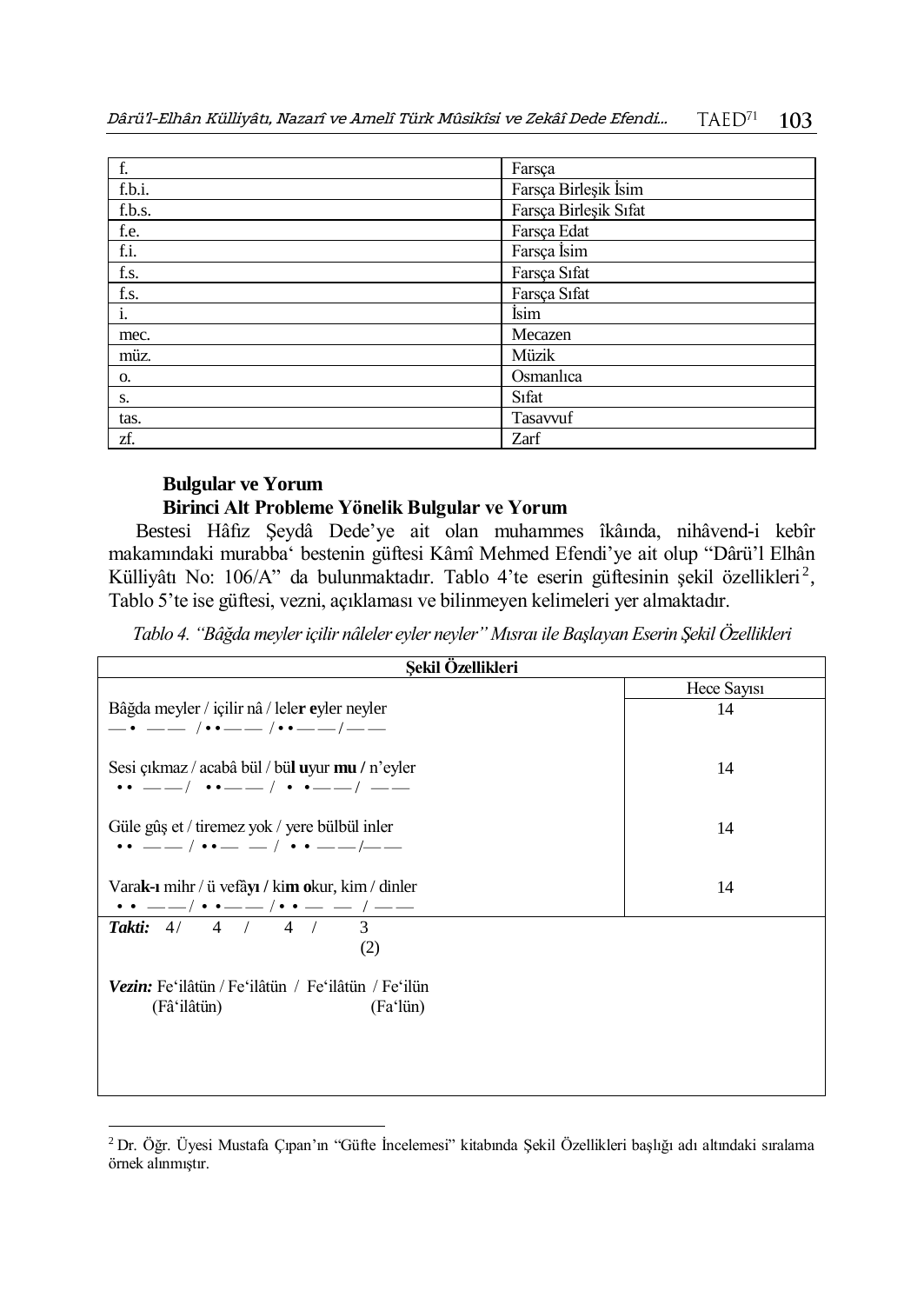| | |
|---|---|
| f. | Farsça |
| f.b.i. | Farsça Birleşik İsim |
| f.b.s. | Farsça Birleşik Sıfat |
| f.e. | Farsça Edat |
| f.i. | Farsça İsim |
| f.s. | Farsça Sıfat |
| f.s. | Farsça Sıfat |
| i. | İsim |
| mec. | Mecazen |
| müz. | Müzik |
| o. | Osmanlıca |
| s. | Sıfat |
| tas. | Tasavvuf |
| zf. | Zarf |

**Bulgular ve Yorum**

**Birinci Alt Probleme Yönelik Bulgular ve Yorum**

Bestesi Hâfız Şeydâ Dede'ye ait olan muhammes îkâında, nihâvend-i kebîr makamındaki murabba' bestenin güftesi Kâmî Mehmed Efendi'ye ait olup "Dârü'l Elhân Külliyâtı No: 106/A" da bulunmaktadır. Tablo 4'te eserin güftesinin şekil özellikleri[2], Tablo 5'te ise güftesi, vezni, açıklaması ve bilinmeyen kelimeleri yer almaktadır.

*Tablo 4. "Bâğda meyler içilir nâleler eyler neyler" Mısraı ile Başlayan Eserin Şekil Özellikleri*

| **Şekil Özellikleri** | |
|---|---|
| | Hece Sayısı |
| Bâğda meyler / içilir nâ / lele**r e**yler neyler<br>— • — — / • • — — / • • — — / — — | 14 |
| Sesi çıkmaz / acabâ bül / bü**l u**yur **mu /** n'eyler<br>• • — — / • • — — / • • — — / — — | 14 |
| Güle gûş et / tiremez yok / yere bülbül inler<br>• • — — / • • — — / • • — — / — — | 14 |
| Vara**k-ı** mihr / ü vefâ**yı /** ki**m o**kur, kim / dinler<br>• • — — / • • — — / • • — — / — — | 14 |
| ***Takti:*** 4 / 4 / 4 / 3<br>(2) | |
| ***Vezin:*** Fe'ilâtün / Fe'ilâtün / Fe'ilâtün / Fe'ilün<br>(Fâ'ilâtün) (Fa'lün) | |

[2] Dr. Öğr. Üyesi Mustafa Çıpan'ın "Güfte İncelemesi" kitabında Şekil Özellikleri başlığı adı altındaki sıralama örnek alınmıştır.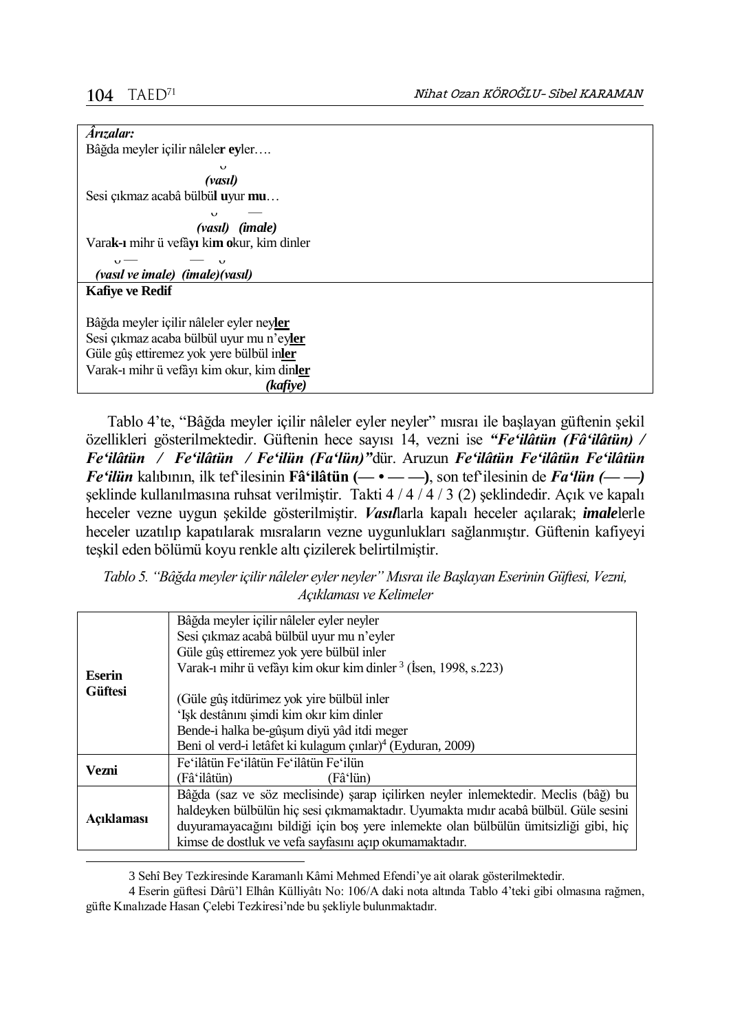| ***Ârızalar:*** |
|---|
| Bâğda meyler içilir nâleleı**r ey**ler…. |
| ᴗ |
| ***(vasıl)*** |
| Sesi çıkmaz acabâ bülbü**l u**yur **mu**… |
| ᴗ — |
| ***(vasıl) (imale)*** |
| Vara**k-ı** mihr ü vefâ**yı** ki**m o**kur, kim dinler |
| ᴗ — — ᴗ |
| ***(vasıl ve imale) (imale)(vasıl)*** |
| **Kafiye ve Redif** |
| Bâğda meyler içilir nâleler eyler ney**ler** |
| Sesi çıkmaz acaba bülbül uyur mu n'ey**ler** |
| Güle gûş ettiremez yok yere bülbül in**ler** |
| Varak-ı mihr ü vefâyı kim okur, kim din**ler** |
| ***(kafiye)*** |

Tablo 4'te, "Bâğda meyler içilir nâleler eyler neyler" mısraı ile başlayan güftenin şekil özellikleri gösterilmektedir. Güftenin hece sayısı 14, vezni ise ***"Fe'ilâtün (Fâ'ilâtün) / Fe'ilâtün / Fe'ilâtün / Fe'ilün (Fa'lün)"***dür. Aruzun ***Fe'ilâtün Fe'ilâtün Fe'ilâtün Fe'ilün*** kalıbının, ilk tef'ilesinin **Fâ'ilâtün (— • — —)**, son tef'ilesinin de ***Fa'lün (— —)*** şeklinde kullanılmasına ruhsat verilmiştir. Takti 4 / 4 / 4 / 3 (2) şeklindedir. Açık ve kapalı heceler vezne uygun şekilde gösterilmiştir. ***Vasıl***larla kapalı heceler açılarak; ***imale***lerle heceler uzatılıp kapatılarak mısraların vezne uygunlukları sağlanmıştır. Güftenin kafiyeyi teşkil eden bölümü koyu renkle altı çizilerek belirtilmiştir.

*Tablo 5. "Bâğda meyler içilir nâleler eyler neyler" Mısraı ile Başlayan Eserinin Güftesi, Vezni, Açıklaması ve Kelimeler*

| | |
|---|---|
| **Eserin Güftesi** | Bâğda meyler içilir nâleler eyler neyler<br>Sesi çıkmaz acabâ bülbül uyur mu n'eyler<br>Güle gûş ettiremez yok yere bülbül inler<br>Varak-ı mihr ü vefâyı kim okur kim dinler [3] (İsen, 1998, s.223)<br><br>(Güle gûş itdürimez yok yire bülbül inler<br>'Işk destânını şimdi kim okır kim dinler<br>Bende-i halka be-gûşum diyü yâd itdi meger<br>Beni ol verd-i letâfet ki kulagum çınlar)[4] (Eyduran, 2009) |
| **Vezni** | Fe'ilâtün Fe'ilâtün Fe'ilâtün Fe'ilün<br>(Fâ'ilâtün) (Fâ'lün) |
| **Açıklaması** | Bâğda (saz ve söz meclisinde) şarap içilirken neyler inlemektedir. Meclis (bâğ) bu haldeyken bülbülün hiç sesi çıkmamaktadır. Uyumakta mıdır acabâ bülbül. Güle sesini duyuramayacağını bildiği için boş yere inlemekte olan bülbülün ümitsizliği gibi, hiç kimse de dostluk ve vefa sayfasını açıp okumamaktadır. |

3 Sehî Bey Tezkiresinde Karamanlı Kâmi Mehmed Efendi'ye ait olarak gösterilmektedir.

4 Eserin güftesi Dârü'l Elhân Külliyâtı No: 106/A daki nota altında Tablo 4'teki gibi olmasına rağmen, güfte Kınalızade Hasan Çelebi Tezkiresi'nde bu şekliyle bulunmaktadır.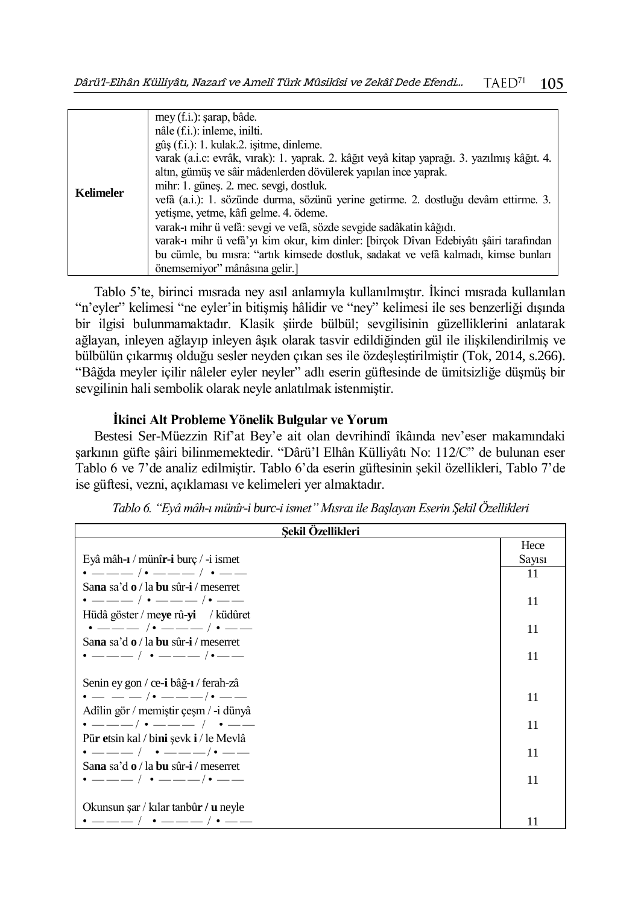| | |
|---|---|
| **Kelimeler** | mey (f.i.): şarap, bâde.<br>nâle (f.i.): inleme, inilti.<br>gûş (f.i.): 1. kulak.2. işitme, dinleme.<br>varak (a.i.c: evrâk, vırak): 1. yaprak. 2. kâğıt veyâ kitap yaprağı. 3. yazılmış kâğıt. 4. altın, gümüş ve sâir mâdenlerden dövülerek yapılan ince yaprak.<br>mihr: 1. güneş. 2. mec. sevgi, dostluk.<br>vefâ (a.i.): 1. sözünde durma, sözünü yerine getirme. 2. dostluğu devâm ettirme. 3. yetişme, yetme, kâfi gelme. 4. ödeme.<br>varak-ı mihr ü vefâ: sevgi ve vefâ, sözde sevgide sadâkatin kâğıdı.<br>varak-ı mihr ü vefâ'yı kim okur, kim dinler: [birçok Dîvan Edebiyâtı şâiri tarafından bu cümle, bu mısra: "artık kimsede dostluk, sadakat ve vefâ kalmadı, kimse bunları önemsemiyor" mânâsına gelir.] |

Tablo 5'te, birinci mısrada ney asıl anlamıyla kullanılmıştır. İkinci mısrada kullanılan "n'eyler" kelimesi "ne eyler'in bitişmiş hâlidir ve "ney" kelimesi ile ses benzerliği dışında bir ilgisi bulunmamaktadır. Klasik şiirde bülbül; sevgilisinin güzelliklerini anlatarak ağlayan, inleyen ağlayıp inleyen âşık olarak tasvir edildiğinden gül ile ilişkilendirilmiş ve bülbülün çıkarmış olduğu sesler neyden çıkan ses ile özdeşleştirilmiştir (Tok, 2014, s.266). "Bâğda meyler içilir nâleler eyler neyler" adlı eserin güftesinde de ümitsizliğe düşmüş bir sevgilinin hali sembolik olarak neyle anlatılmak istenmiştir.

### İkinci Alt Probleme Yönelik Bulgular ve Yorum

Bestesi Ser-Müezzin Rif'at Bey'e ait olan devrihindî îkâında nev'eser makamındaki şarkının güfte şâiri bilinmemektedir. "Dârü'l Elhân Külliyâtı No: 112/C" de bulunan eser Tablo 6 ve 7'de analiz edilmiştir. Tablo 6'da eserin güftesinin şekil özellikleri, Tablo 7'de ise güftesi, vezni, açıklaması ve kelimeleri yer almaktadır.

*Tablo 6. "Eyâ mâh-ı münîr-i burc-i ismet" Mısraı ile Başlayan Eserin Şekil Özellikleri*

| Şekil Özellikleri | |
|---|---|
| | Hece Sayısı |
| Eyâ mâh-**ı** / münî**r-i** burç / -i ismet<br>• — — — / • — — — / • — — | 11 |
| Sa**na** sa'd **o** / la **bu** sûr-**i** / meserret<br>• — — — / • — — — / • — — | 11 |
| Hüdâ göster / me**ye** rû-**yi** / küdûret<br>• — — — / • — — — / • — — | 11 |
| Sa**na** sa'd **o** / la **bu** sûr-**i** / meserret<br>• — — — / • — — — / • — — | 11 |
| Senin ey gon / ce-**i** bâğ-**ı** / ferah-zâ<br>• — — — / • — — — / • — — | 11 |
| Adîlin gör / memiştir çeşm / -i dünyâ<br>• — — — / • — — — / • — — | 11 |
| Pü**r e**tsin kal / bi**ni** şevk **i** / le Mevlâ<br>• — — — / • — — — / • — — | 11 |
| Sa**na** sa'd **o** / la **bu** sûr-**i** / meserret<br>• — — — / • — — — / • — — | 11 |
| Okunsun şar / kılar tanbû**r / u** neyle<br>• — — — / • — — — / • — — | 11 |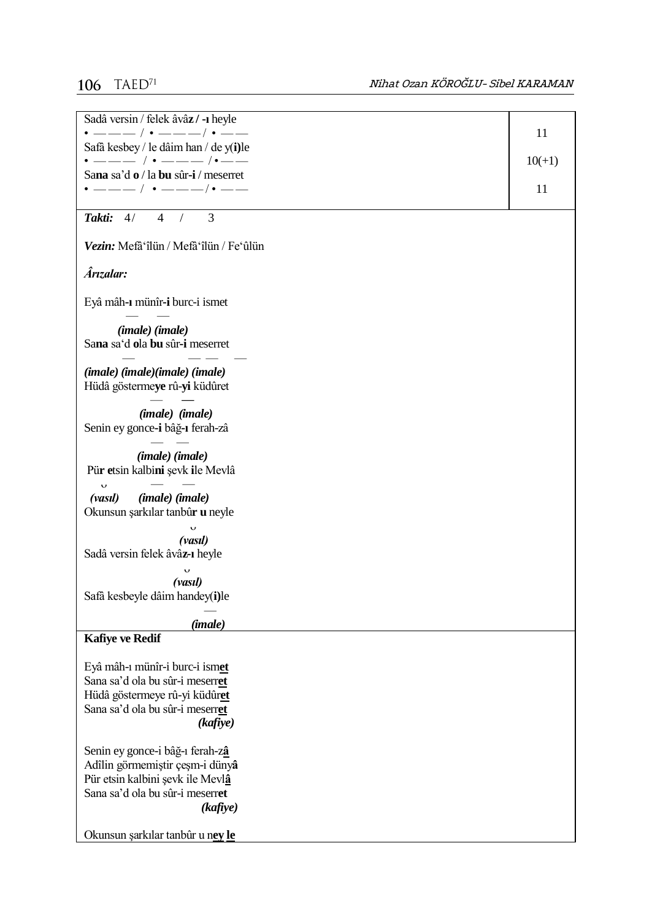| | |
|---|---|
| Sadâ versin / felek âvâ**z / -ı** heyle<br>• ——— / • ——— / • —— | 11 |
| Safâ kesbey / le dâim han / de y(**i**)le<br>• ——— / • ——— / • —— | 10(+1) |
| Sa**na** sa'd **o** / la **bu** sûr-**i** / meserret<br>• ——— / • ——— / • —— | 11 |

***Takti:*** 4 / 4 / 3

***Vezin:*** Mefâ'îlün / Mefâ'îlün / Fe'ûlün

***Ârızalar:***

Eyâ mâh-**ı** münîr-**i** burc-i ismet
— —
***(imale) (imale)***

Sa**na** sa'd **o**la **bu** sûr-**i** meserret
— — — —
***(imale) (imale)(imale) (imale)***

Hüdâ göstermey**e** rû-**yi** küdûret
— —
***(imale) (imale)***

Senin ey gonce-**i** bâğ-**ı** ferah-zâ
— —
***(imale) (imale)***

Pü**r e**tsin kalbi**ni** şevk **i**le Mevlâ
‿ — —
***(vasıl) (imale) (imale)***

Okunsun şarkılar tanbû**r u** neyle
‿
***(vasıl)***

Sadâ versin felek âvâ**z-ı** heyle
‿
***(vasıl)***

Safâ kesbeyle dâim handey(**i**)le
—
***(imale)***

**Kafiye ve Redif**

Eyâ mâh-ı münîr-i burc-i ism**et**
Sana sa'd ola bu sûr-i meserr**et**
Hüdâ göstermeye rû-yi küdûr**et**
Sana sa'd ola bu sûr-i meserr**et**
***(kafiye)***

Senin ey gonce-i bâğ-ı ferah-z**â**
Adîlin görmemiştir çeşm-i düny**â**
Pür etsin kalbini şevk ile Mevl**â**
Sana sa'd ola bu sûr-i meserr**et**
***(kafiye)***

Okunsun şarkılar tanbûr u n**ey le**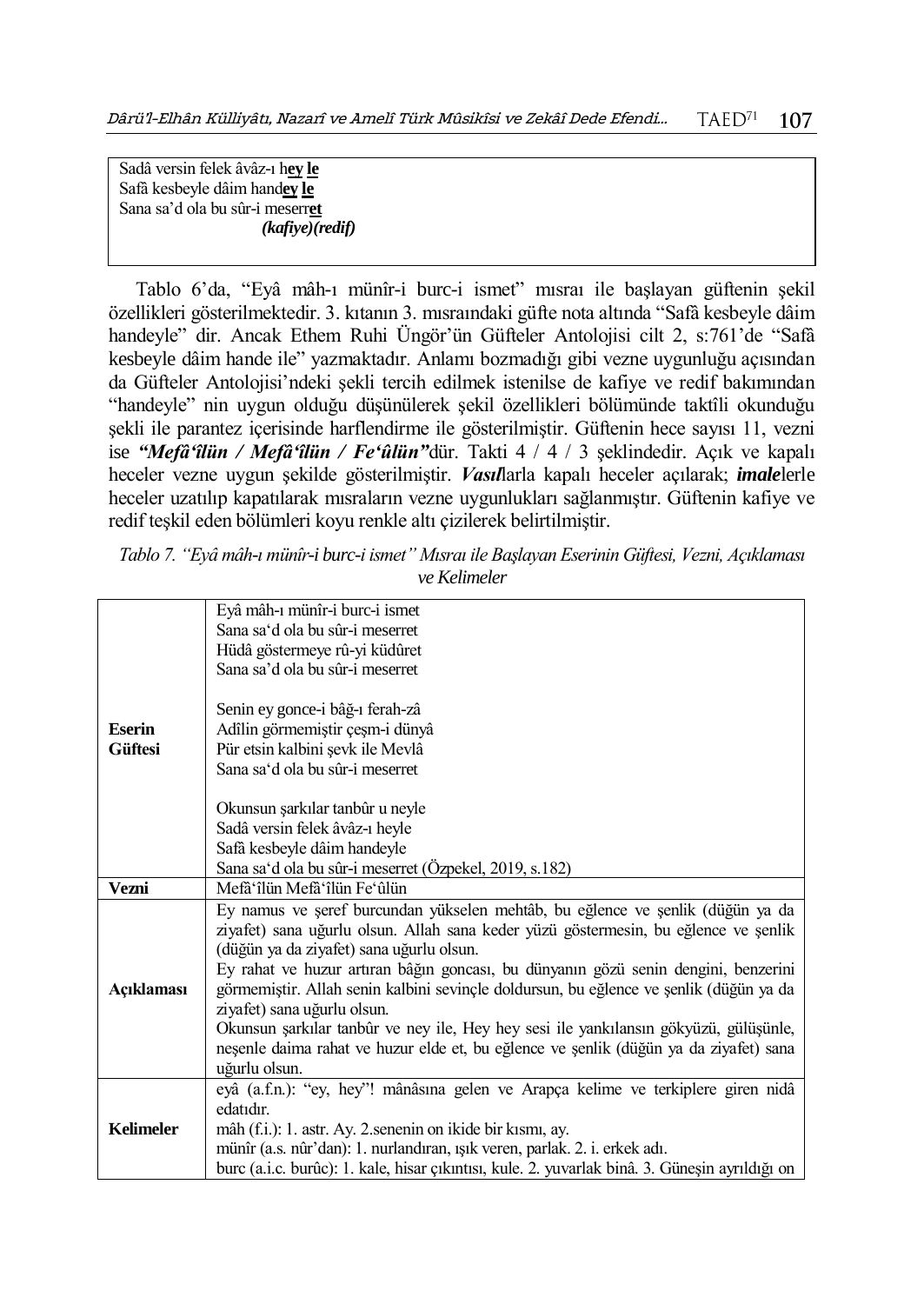| Sadâ versin felek âvâz-ı h**<u>ey</u> <u>le</u>**<br>Safâ kesbeyle dâim hand**<u>ey</u> <u>le</u>**<br>Sana sa'd ola bu sûr-i meserr**<u>et</u>**<br>***(kafiye)(redif)*** |
|---|

Tablo 6'da, "Eyâ mâh-ı münîr-i burc-i ismet" mısraı ile başlayan güftenin şekil özellikleri gösterilmektedir. 3. kıtanın 3. mısraındaki güfte nota altında "Safâ kesbeyle dâim handeyle" dir. Ancak Ethem Ruhi Üngör'ün Güfteler Antolojisi cilt 2, s:761'de "Safâ kesbeyle dâim hande ile" yazmaktadır. Anlamı bozmadığı gibi vezne uygunluğu açısından da Güfteler Antolojisi'ndeki şekli tercih edilmek istenilse de kafiye ve redif bakımından "handeyle" nin uygun olduğu düşünülerek şekil özellikleri bölümünde taktîli okunduğu şekli ile parantez içerisinde harflendirme ile gösterilmiştir. Güftenin hece sayısı 11, vezni ise ***"Mefâ'îlün / Mefâ'îlün / Fe'ûlün"***dür. Takti 4 / 4 / 3 şeklindedir. Açık ve kapalı heceler vezne uygun şekilde gösterilmiştir. ***Vasıl***larla kapalı heceler açılarak; ***imale***lerle heceler uzatılıp kapatılarak mısraların vezne uygunlukları sağlanmıştır. Güftenin kafiye ve redif teşkil eden bölümleri koyu renkle altı çizilerek belirtilmiştir.

*Tablo 7. "Eyâ mâh-ı münîr-i burc-i ismet" Mısraı İle Başlayan Eserinin Güftesi, Vezni, Açıklaması ve Kelimeler*

| | |
|---|---|
| **Eserin Güftesi** | Eyâ mâh-ı münîr-i burc-i ismet<br>Sana sa'd ola bu sûr-i meserret<br>Hüdâ göstermeye rû-yi küdûret<br>Sana sa'd ola bu sûr-i meserret<br><br>Senin ey gonce-i bâğ-ı ferah-zâ<br>Adîlin görmemiştir çeşm-i dünyâ<br>Pür etsin kalbini şevk ile Mevlâ<br>Sana sa'd ola bu sûr-i meserret<br><br>Okunsun şarkılar tanbûr u neyle<br>Sadâ versin felek âvâz-ı heyle<br>Safâ kesbeyle dâim handeyle<br>Sana sa'd ola bu sûr-i meserret (Özpekel, 2019, s.182) |
| **Vezni** | Mefâ'îlün Mefâ'îlün Fe'ûlün |
| **Açıklaması** | Ey namus ve şeref burcundan yükselen mehtâb, bu eğlence ve şenlik (düğün ya da ziyafet) sana uğurlu olsun. Allah sana keder yüzü göstermesin, bu eğlence ve şenlik (düğün ya da ziyafet) sana uğurlu olsun.<br>Ey rahat ve huzur artıran bâğın goncası, bu dünyanın gözü senin dengini, benzerini görmemiştir. Allah senin kalbini sevinçle doldursun, bu eğlence ve şenlik (düğün ya da ziyafet) sana uğurlu olsun.<br>Okunsun şarkılar tanbûr ve ney ile, Hey hey sesi ile yankılansın gökyüzü, gülüşünle, neşenle daima rahat ve huzur elde et, bu eğlence ve şenlik (düğün ya da ziyafet) sana uğurlu olsun. |
| **Kelimeler** | eyâ (a.f.n.): "ey, hey"! mânâsına gelen ve Arapça kelime ve terkiplere giren nidâ edatıdır.<br>mâh (f.i.): 1. astr. Ay. 2.senenin on ikide bir kısmı, ay.<br>münîr (a.s. nûr'dan): 1. nurlandıran, ışık veren, parlak. 2. i. erkek adı.<br>burc (a.i.c. burûc): 1. kale, hisar çıkıntısı, kule. 2. yuvarlak binâ. 3. Güneşin ayrıldığı on |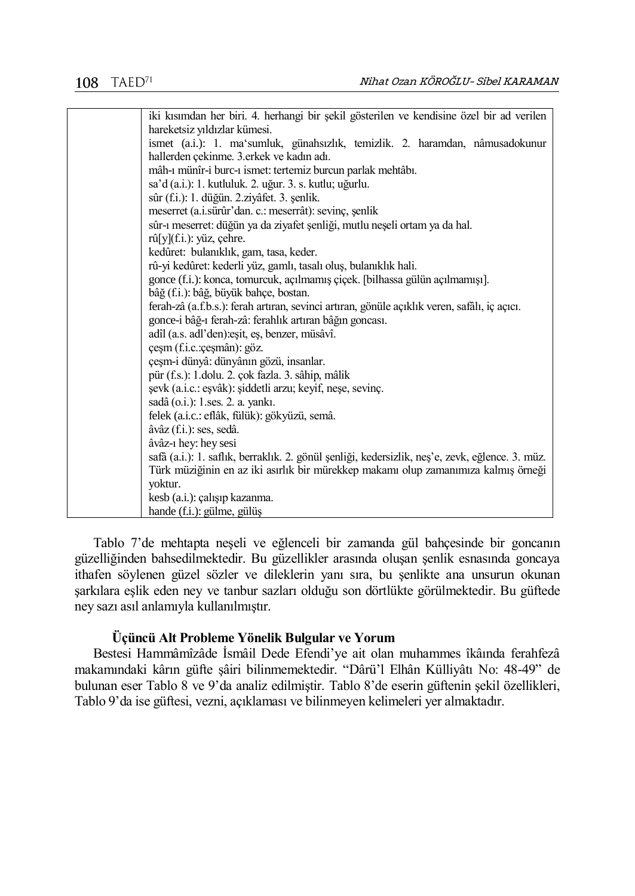| | |
|---|---|
| | iki kısımdan her biri. 4. herhangi bir şekil gösterilen ve kendisine özel bir ad verilen hareketsiz yıldızlar kümesi.<br>ismet (a.i.): 1. ma'sumluk, günahsızlık, temizlik. 2. haramdan, nâmusadokunur hallerden çekinme. 3.erkek ve kadın adı.<br>mâh-ı münîr-i burc-ı ismet: tertemiz burcun parlak mehtâbı.<br>sa'd (a.i.): 1. kutluluk. 2. uğur. 3. s. kutlu; uğurlu.<br>sûr (f.i.): 1. düğün. 2.ziyâfet. 3. şenlik.<br>meserret (a.i.sürûr'dan. c.: meserrât): sevinç, şenlik<br>sûr-ı meserret: düğün ya da ziyafet şenliği, mutlu neşeli ortam ya da hal.<br>rû[y](f.i.): yüz, çehre.<br>kedûret: bulanıklık, gam, tasa, keder.<br>rû-yi kedûret: kederli yüz, gamlı, tasalı oluş, bulanıklık hali.<br>gonce (f.i.): konca, tomurcuk, açılmamış çiçek. [bilhassa gülün açılmamışı].<br>bâğ (f.i.): bâğ, büyük bahçe, bostan.<br>ferah-zâ (a.f.b.s.): ferah artıran, sevinci artıran, gönüle açıklık veren, safâlı, iç açıcı.<br>gonce-i bâğ-ı ferah-zâ: ferahlık artıran bâğın goncası.<br>adîl (a.s. adl'den):eşit, eş, benzer, müsâvî.<br>çeşm (f.i.c.:çeşmân): göz.<br>çeşm-i dünyâ: dünyânın gözü, insanlar.<br>pür (f.s.): 1.dolu. 2. çok fazla. 3. sâhip, mâlik<br>şevk (a.i.c.: eşvâk): şiddetli arzu; keyif, neşe, sevinç.<br>sadâ (o.i.): 1.ses. 2. a. yankı.<br>felek (a.i.c.: eflâk, fülük): gökyüzü, semâ.<br>âvâz (f.i.): ses, sedâ.<br>âvâz-ı hey: hey sesi<br>safâ (a.i.): 1. saflık, berraklık. 2. gönül şenliği, kedersizlik, neş'e, zevk, eğlence. 3. müz. Türk müziğinin en az iki asırlık bir mürekkep makamı olup zamanımıza kalmış örneği yoktur.<br>kesb (a.i.): çalışıp kazanma.<br>hande (f.i.): gülme, gülüş |

Tablo 7'de mehtapta neşeli ve eğlenceli bir zamanda gül bahçesinde bir goncanın güzelliğinden bahsedilmektedir. Bu güzellikler arasında oluşan şenlik esnasında goncaya ithafen söylenen güzel sözler ve dileklerin yanı sıra, bu şenlikte ana unsurun okunan şarkılara eşlik eden ney ve tanbur sazları olduğu son dörtlükte görülmektedir. Bu güftede ney sazı asıl anlamıyla kullanılmıştır.

### Üçüncü Alt Probleme Yönelik Bulgular ve Yorum

Bestesi Hammâmîzâde İsmâil Dede Efendi'ye ait olan muhammes îkâında ferahfezâ makamındaki kârın güfte şâiri bilinmemektedir. "Dârü'l Elhân Külliyâtı No: 48-49" de bulunan eser Tablo 8 ve 9'da analiz edilmiştir. Tablo 8'de eserin güftenin şekil özellikleri, Tablo 9'da ise güftesi, vezni, açıklaması ve bilinmeyen kelimeleri yer almaktadır.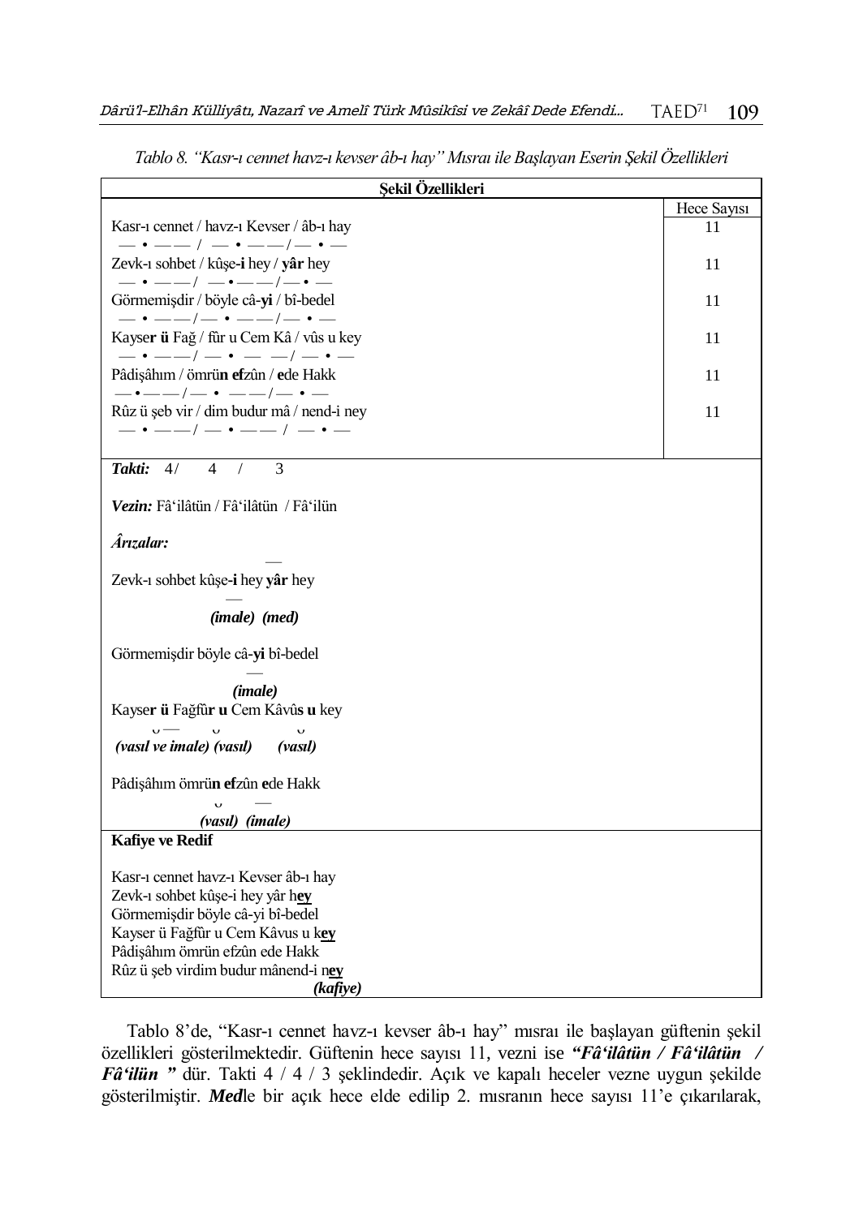*Tablo 8. "Kasr-ı cennet havz-ı kevser âb-ı hay" Mısraı ile Başlayan Eserin Şekil Özellikleri*

| **Şekil Özellikleri** | |
|---|---|
| | Hece Sayısı |
| Kasr-ı cennet / havz-ı Kevser / âb-ı hay<br>— • — — / — • — — / — • — | 11 |
| Zevk-ı sohbet / kûşe-**i** hey / **yâr** hey<br>— • — — / — • — — / — • — | 11 |
| Görmemişdir / böyle câ-**yi** / bî-bedel<br>— • — — / — • — — / — • — | 11 |
| Kayse**r ü** Fağ / fûr u Cem Kâ / vûs u key<br>— • — — / — • — — / — • — | 11 |
| Pâdişâhım / ömrü**n ef**zûn / **e**de Hakk<br>— • — — / — • — — / — • — | 11 |
| Rûz ü şeb vir / dim budur mâ / nend-i ney<br>— • — — / — • — — / — • — | 11 |
| ***Takti:*** 4 / 4 / 3<br><br>***Vezin:*** Fâ'ilâtün / Fâ'ilâtün / Fâ'ilün<br><br>***Ârızalar:***<br><br>Zevk-ı sohbet kûşe-**i** hey **yâr** hey<br>— —<br>***(imale) (med)***<br><br>Görmemişdir böyle câ-**yi** bî-bedel<br>—<br>***(imale)***<br><br>Kayse**r ü** Fağfû**r u** Cem Kâvû**s u** key<br>ᴗ — ᴗ ᴗ<br>***(vasıl ve imale) (vasıl) (vasıl)***<br><br>Pâdişâhım ömrü**n ef**zûn **e**de Hakk<br>ᴗ —<br>***(vasıl) (imale)*** | |
| **Kafiye ve Redif**<br><br>Kasr-ı cennet havz-ı Kevser âb-ı hay<br>Zevk-ı sohbet kûşe-i hey yâr h**ey**<br>Görmemişdir böyle câ-yi bî-bedel<br>Kayser ü Fağfûr u Cem Kâvus u k**ey**<br>Pâdişâhım ömrün efzûn ede Hakk<br>Rûz ü şeb virdim budur mânend-i n**ey**<br>***(kafiye)*** | |

Tablo 8'de, "Kasr-ı cennet havz-ı kevser âb-ı hay" mısraı ile başlayan güftenin şekil özellikleri gösterilmektedir. Güftenin hece sayısı 11, vezni ise ***"Fâ'ilâtün / Fâ'ilâtün / Fâ'ilün "*** dür. Takti 4 / 4 / 3 şeklindedir. Açık ve kapalı heceler vezne uygun şekilde gösterilmiştir. ***Med***le bir açık hece elde edilip 2. mısranın hece sayısı 11'e çıkarılarak,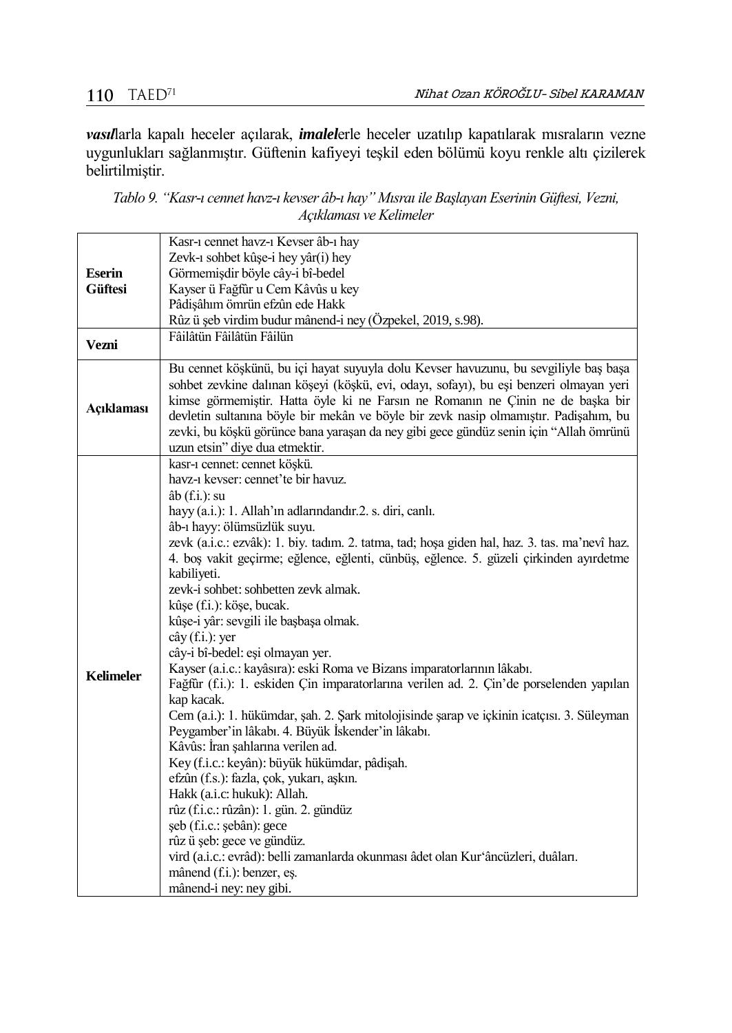***vasıl***larla kapalı heceler açılarak, ***imalel***erle heceler uzatılıp kapatılarak mısraların vezne uygunlukları sağlanmıştır. Güftenin kafiyeyi teşkil eden bölümü koyu renkle altı çizilerek belirtilmiştir.

*Tablo 9. "Kasr-ı cennet havz-ı kevser âb-ı hay" Mısraı ile Başlayan Eserinin Güftesi, Vezni, Açıklaması ve Kelimeler*

| | |
|---|---|
| **Eserin Güftesi** | Kasr-ı cennet havz-ı Kevser âb-ı hay<br>Zevk-ı sohbet kûşe-i hey yâr(i) hey<br>Görmemişdir böyle cây-i bî-bedel<br>Kayser ü Fağfûr u Cem Kâvûs u key<br>Pâdişâhım ömrün efzûn ede Hakk<br>Rûz ü şeb virdim budur mânend-i ney (Özpekel, 2019, s.98). |
| **Vezni** | Fâilâtün Fâilâtün Fâilün |
| **Açıklaması** | Bu cennet köşkünü, bu içi hayat suyuyla dolu Kevser havuzunu, bu sevgiliyle baş başa sohbet zevkine dalınan köşeyi (köşkü, evi, odayı, sofayı), bu eşi benzeri olmayan yeri kimse görmemiştir. Hatta öyle ki ne Farsın ne Romanın ne Çinin ne de başka bir devletin sultanına böyle bir mekân ve böyle bir zevk nasip olmamıştır. Padişahım, bu zevki, bu köşkü görünce bana yaraşan da ney gibi gece gündüz senin için "Allah ömrünü uzun etsin" diye dua etmektir. |
| **Kelimeler** | kasr-ı cennet: cennet köşkü.<br>havz-ı kevser: cennet'te bir havuz.<br>âb (f.i.): su<br>hayy (a.i.): 1. Allah'ın adlarındandır.2. s. diri, canlı.<br>âb-ı hayy: ölümsüzlük suyu.<br>zevk (a.i.c.: ezvâk): 1. biy. tadım. 2. tatma, tad; hoşa giden hal, haz. 3. tas. ma'nevî haz. 4. boş vakit geçirme; eğlence, eğlenti, cünbüş, eğlence. 5. güzeli çirkinden ayırdetme kabiliyeti.<br>zevk-i sohbet: sohbetten zevk almak.<br>kûşe (f.i.): köşe, bucak.<br>kûşe-i yâr: sevgili ile başbaşa olmak.<br>cây (f.i.): yer<br>cây-i bî-bedel: eşi olmayan yer.<br>Kayser (a.i.c.: kayâsıra): eski Roma ve Bizans imparatorlarının lâkabı.<br>Fağfûr (f.i.): 1. eskiden Çin imparatorlarına verilen ad. 2. Çin'de porselenden yapılan kap kacak.<br>Cem (a.i.): 1. hükümdar, şah. 2. Şark mitolojisinde şarap ve içkinin icatçısı. 3. Süleyman Peygamber'in lâkabı. 4. Büyük İskender'in lâkabı.<br>Kâvûs: İran şahlarına verilen ad.<br>Key (f.i.c.: keyân): büyük hükümdar, pâdişah.<br>efzûn (f.s.): fazla, çok, yukarı, aşkın.<br>Hakk (a.i.c: hukuk): Allah.<br>rûz (f.i.c.: rûzân): 1. gün. 2. gündüz<br>şeb (f.i.c.: şebân): gece<br>rûz ü şeb: gece ve gündüz.<br>vird (a.i.c.: evrâd): belli zamanlarda okunması âdet olan Kur'âncüzleri, duâları.<br>mânend (f.i.): benzer, eş.<br>mânend-i ney: ney gibi. |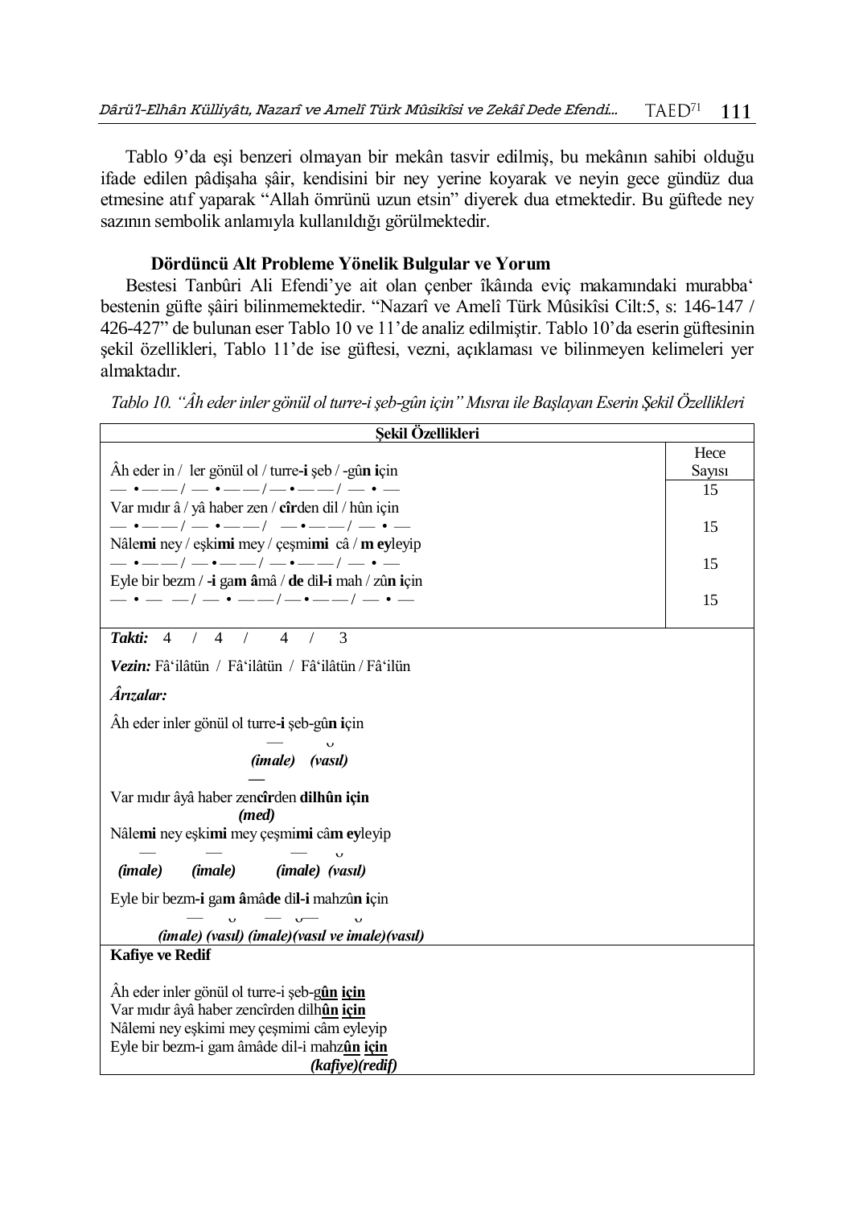Tablo 9'da eşi benzeri olmayan bir mekân tasvir edilmiş, bu mekânın sahibi olduğu ifade edilen pâdişaha şâir, kendisini bir ney yerine koyarak ve neyin gece gündüz dua etmesine atıf yaparak "Allah ömrünü uzun etsin" diyerek dua etmektedir. Bu güftede ney sazının sembolik anlamıyla kullanıldığı görülmektedir.

### Dördüncü Alt Probleme Yönelik Bulgular ve Yorum

Bestesi Tanbûri Ali Efendi'ye ait olan çenber îkâında eviç makamındaki murabba' bestenin güfte şâiri bilinmemektedir. "Nazarî ve Amelî Türk Mûsikîsi Cilt:5, s: 146-147 / 426-427" de bulunan eser Tablo 10 ve 11'de analiz edilmiştir. Tablo 10'da eserin güftesinin şekil özellikleri, Tablo 11'de ise güftesi, vezni, açıklaması ve bilinmeyen kelimeleri yer almaktadır.

*Tablo 10. "Âh eder inler gönül ol turre-i şeb-gûn için" Mısraı ile Başlayan Eserin Şekil Özellikleri*

| Şekil Özellikleri | |
|---|---|
| | Hece Sayısı |
| Âh eder in / ler gönül ol / turre-**i** şeb / -gû**n i**çin<br>— • — — / — • — — / — • — — / — • — | 15 |
| Var mıdır â / yâ haber zen / **cîr**den dil / hûn için<br>— • — — / — • — — / — • — — / — • — | 15 |
| Nâle**mi** ney / eşki**mi** mey / çeşmi**mi** câ / **m ey**leyip<br>— • — — / — • — — / — • — — / — • — | 15 |
| Eyle bir bezm / **-i** ga**m â**mâ / **de** di**l-i** mah / zû**n i**çin<br>— • — — / — • — — / — • — — / — • — | 15 |
| ***Takti:*** 4 / 4 / 4 / 3<br><br>***Vezin:*** Fâ'ilâtün / Fâ'ilâtün / Fâ'ilâtün / Fâ'ilün<br><br>***Ârızalar:***<br><br>Âh eder inler gönül ol turre-**i** şeb-gû**n i**çin<br>— ᴗ<br>***(imale) (vasıl)***<br>—<br>Var mıdır âyâ haber zen**cîr**den **dilhûn için**<br>***(med)***<br>Nâle**mi** ney eşki**mi** mey çeşmi**mi** câ**m ey**leyip<br>— — — ᴗ<br>***(imale) (imale) (imale) (vasıl)***<br><br>Eyle bir bezm**-i** ga**m â**mâ**de** di**l-i** mahzû**n i**çin<br>— ᴗ — ᴗ— ᴗ<br>***(imale) (vasıl) (imale)(vasıl ve imale)(vasıl)*** | |
| **Kafiye ve Redif**<br><br>Âh eder inler gönül ol turre-i şeb-g**<u>ûn</u>** **<u>için</u>**<br>Var mıdır âyâ haber zencîrden dilh**<u>ûn</u>** **<u>için</u>**<br>Nâlemi ney eşkimi mey çeşmimi câm eyleyip<br>Eyle bir bezm-i gam âmâde dil-i mahz**<u>ûn</u>** **<u>için</u>**<br>***(kafiye)(redif)*** | |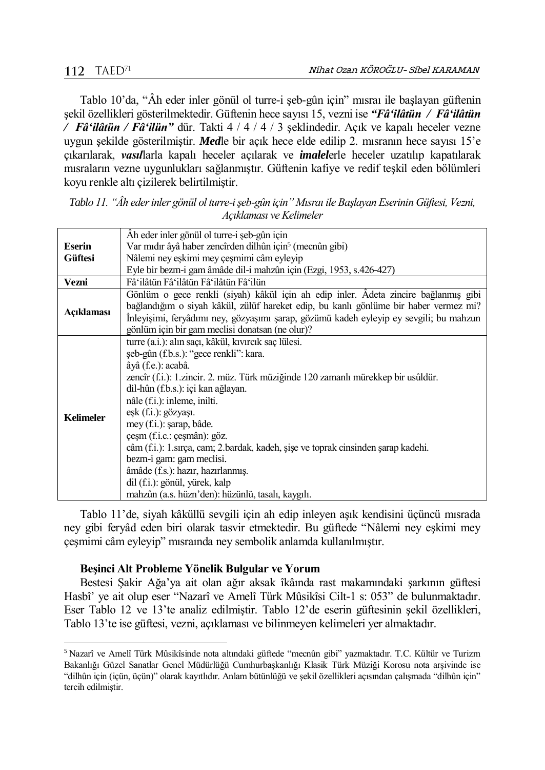Tablo 10'da, "Âh eder inler gönül ol turre-i şeb-gûn için" mısraı ile başlayan güftenin şekil özellikleri gösterilmektedir. Güftenin hece sayısı 15, vezni ise ***"Fâ'ilâtün / Fâ'ilâtün / Fâ'ilâtün / Fâ'ilün"*** dür. Takti 4 / 4 / 4 / 3 şeklindedir. Açık ve kapalı heceler vezne uygun şekilde gösterilmiştir. ***Med***le bir açık hece elde edilip 2. mısranın hece sayısı 15'e çıkarılarak, ***vasıl***larla kapalı heceler açılarak ve ***imalel***erle heceler uzatılıp kapatılarak mısraların vezne uygunlukları sağlanmıştır. Güftenin kafiye ve redif teşkil eden bölümleri koyu renkle altı çizilerek belirtilmiştir.

*Tablo 11. "Âh eder inler gönül ol turre-i şeb-gûn için" Mısraı ile Başlayan Eserinin Güftesi, Vezni, Açıklaması ve Kelimeler*

| | |
|---|---|
| **Eserin Güftesi** | Âh eder inler gönül ol turre-i şeb-gûn için<br>Var mıdır âyâ haber zencîrden dilhûn için[5] (mecnûn gibi)<br>Nâlemi ney eşkimi mey çeşmimi câm eyleyip<br>Eyle bir bezm-i gam âmâde dil-i mahzûn için (Ezgi, 1953, s.426-427) |
| **Vezni** | Fâ'ilâtün Fâ'ilâtün Fâ'ilâtün Fâ'ilün |
| **Açıklaması** | Gönlüm o gece renkli (siyah) kâkül için ah edip inler. Âdeta zincire bağlanmış gibi bağlandığım o siyah kâkül, zülüf hareket edip, bu kanlı gönlüme bir haber vermez mi? İnleyişimi, feryâdımı ney, gözyaşımı şarap, gözümü kadeh eyleyip ey sevgili; bu mahzun gönlüm için bir gam meclisi donatsan (ne olur)? |
| **Kelimeler** | turre (a.i.): alın saçı, kâkül, kıvırcık saç lülesi.<br>şeb-gûn (f.b.s.): "gece renkli": kara.<br>âyâ (f.e.): acabâ.<br>zencîr (f.i.): 1.zincir. 2. müz. Türk müziğinde 120 zamanlı mürekkep bir usûldür.<br>dil-hûn (f.b.s.): içi kan ağlayan.<br>nâle (f.i.): inleme, inilti.<br>eşk (f.i.): gözyaşı.<br>mey (f.i.): şarap, bâde.<br>çeşm (f.i.c.: çeşmân): göz.<br>câm (f.i.): 1.sırça, cam; 2.bardak, kadeh, şişe ve toprak cinsinden şarap kadehi.<br>bezm-i gam: gam meclisi.<br>âmâde (f.s.): hazır, hazırlanmış.<br>dil (f.i.): gönül, yürek, kalp<br>mahzûn (a.s. hüzn'den): hüzünlü, tasalı, kaygılı. |

Tablo 11'de, siyah kâküllü sevgili için ah edip inleyen aşık kendisini üçüncü mısrada ney gibi feryâd eden biri olarak tasvir etmektedir. Bu güftede "Nâlemi ney eşkimi mey çeşmimi câm eyleyip" mısraında ney sembolik anlamda kullanılmıştır.

### Beşinci Alt Probleme Yönelik Bulgular ve Yorum

Bestesi Şakir Ağa'ya ait olan ağır aksak îkâında rast makamındaki şarkının güftesi Hasbî' ye ait olup eser "Nazarî ve Amelî Türk Mûsikîsi Cilt-1 s: 053" de bulunmaktadır. Eser Tablo 12 ve 13'te analiz edilmiştir. Tablo 12'de eserin güftesinin şekil özellikleri, Tablo 13'te ise güftesi, vezni, açıklaması ve bilinmeyen kelimeleri yer almaktadır.

---

[5] Nazarî ve Amelî Türk Mûsikîsinde nota altındaki güftede "mecnûn gibi" yazmaktadır. T.C. Kültür ve Turizm Bakanlığı Güzel Sanatlar Genel Müdürlüğü Cumhurbaşkanlığı Klasik Türk Müziği Korosu nota arşivinde ise "dilhûn için (içün, üçün)" olarak kayıtlıdır. Anlam bütünlüğü ve şekil özellikleri açısından çalışmada "dilhûn için" tercih edilmiştir.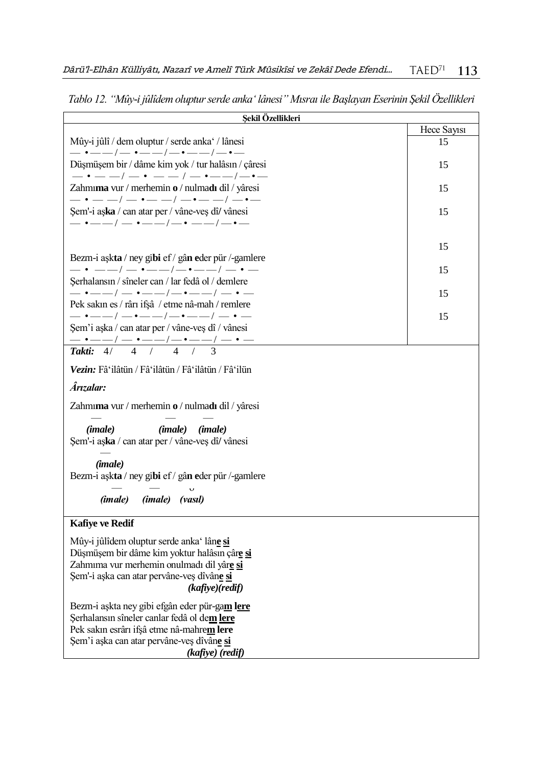*Tablo 12. "Mûy-i jûlîdem oluptur serde anka' lânesi" Mısraı ile Başlayan Eserinin Şekil Özellikleri*

| **Şekil Özellikleri** | |
|---|---|
| | Hece Sayısı |
| Mûy-i jûlî / dem oluptur / serde anka' / lânesi<br>— • — — / — • — — / — • — — / — • — | 15 |
| Düşmüşem bir / dâme kim yok / tur halâsın / çâresi<br>— • — — / — • — — / — • — — / — • — | 15 |
| Zahmı**ma** vur / merhemin **o** / nulma**dı** dil / yâresi<br>— • — — / — • — — / — • — — / — • — | 15 |
| Şem'-i aş**ka** / can atar per / vâne-veş dî/ vânesi<br>— • — — / — • — — / — • — — / — • — | 15 |
| | 15 |
| Bezm-i aşk**ta** / ney gi**bi** ef / gâ**n e**der pür /-gamlere<br>— • — — / — • — — / — • — — / — • — | 15 |
| Şerhalansın / sîneler can / lar fedâ ol / demlere<br>— • — — / — • — — / — • — — / — • — | 15 |
| Pek sakın es / râr ı ifşâ / etme nâ-mah / remlere<br>— • — — / — • — — / — • — — / — • — | 15 |
| Şem'i aşka / can atar per / vâne-veş dî / vânesi<br>— • — — / — • — — / — • — — / — • — | |

***Takti:*** 4/ 4 / 4 / 3

***Vezin:*** Fâ'ilâtün / Fâ'ilâtün / Fâ'ilâtün / Fâ'ilün

***Ârızalar:***

Zahmı**ma** vur / merhemin **o** / nulma**dı** dil / yâresi
— — —
***(imale) (imale) (imale)***

Şem'-i aş**ka** / can atar per / vâne-veş dî/ vânesi
—
***(imale)***

Bezm-i aşk**ta** / ney gi**bi** ef / gâ**n e**der pür /-gamlere
— — ᴗ
***(imale) (imale) (vasıl)***

**Kafiye ve Redif**

Mûy-i jûlîdem oluptur serde anka' lân**e** **si**
Düşmüşem bir dâme kim yoktur halâsın çâr**e** **si**
Zahmıma vur merhemin onulmadı dil yâr**e** **si**
Şem'-i aşka can atar pervâne-veş dîvân**e** **si**
***(kafiye)(redif)***

Bezm-i aşkta ney gibi efgân eder pür-ga**m** **lere**
Şerhalansın sîneler canlar fedâ ol de**m** **lere**
Pek sakın esrârı ifşâ etme nâ-mahre**m** **lere**
Şem'i aşka can atar pervâne-veş dîvân**e** **si**
***(kafiye) (redif)***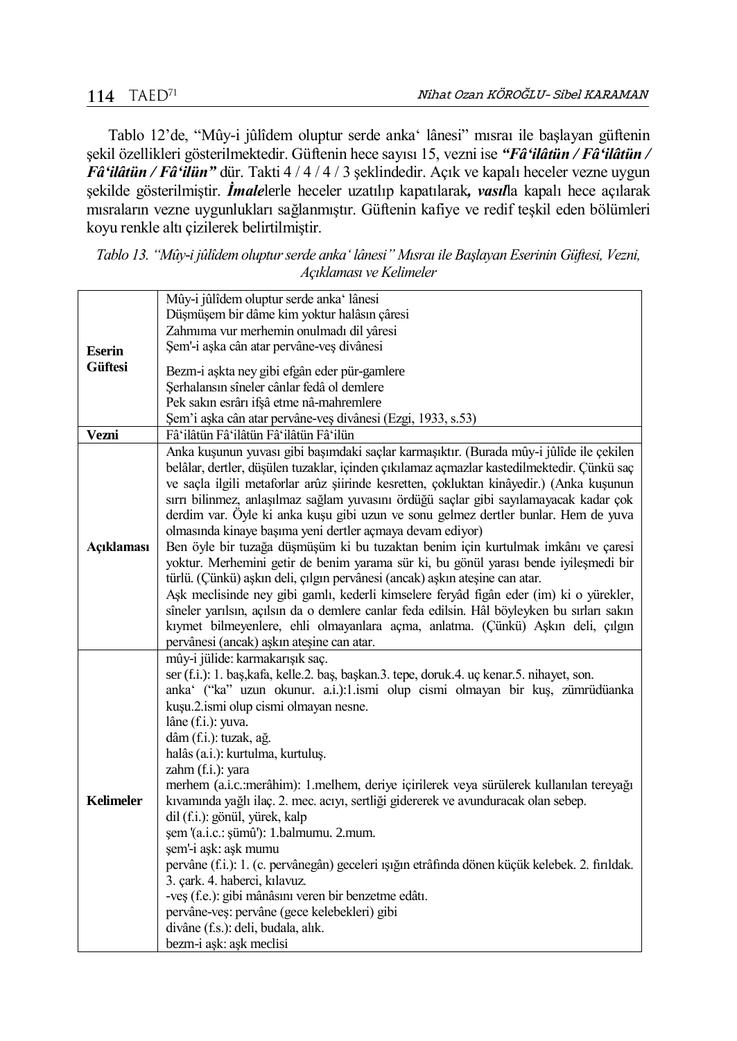Tablo 12'de, "Mûy-i jûlîdem oluptur serde anka' lânesi" mısraı ile başlayan güftenin şekil özellikleri gösterilmektedir. Güftenin hece sayısı 15, vezni ise ***"Fâ'ilâtün / Fâ'ilâtün / Fâ'ilâtün / Fâ'ilün"*** dür. Takti 4 / 4 / 4 / 3 şeklindedir. Açık ve kapalı heceler vezne uygun şekilde gösterilmiştir. ***İmale***lerle heceler uzatılıp kapatılarak***, vasıl***la kapalı hece açılarak mısraların vezne uygunlukları sağlanmıştır. Güftenin kafiye ve redif teşkil eden bölümleri koyu renkle altı çizilerek belirtilmiştir.

*Tablo 13. "Mûy-i jûlîdem oluptur serde anka' lânesi" Mısraı ile Başlayan Eserinin Güftesi, Vezni, Açıklaması ve Kelimeler*

| | |
|---|---|
| **Eserin Güftesi** | Mûy-i jûlîdem oluptur serde anka' lânesi<br>Düşmüşem bir dâme kim yoktur halâsın çâresi<br>Zahmıma vur merhemin onulmadı dil yâresi<br>Şem'-i aşka cân atar pervâne-veş divânesi<br><br>Bezm-i aşkta ney gibi efgân eder pür-gamlere<br>Şerhalansın sîneler cânlar fedâ ol demlere<br>Pek sakın esrârı ifşâ etme nâ-mahremlere<br>Şem'i aşka cân atar pervâne-veş divânesi (Ezgi, 1933, s.53) |
| **Vezni** | Fâ'ilâtün Fâ'ilâtün Fâ'ilâtün Fâ'ilün |
| **Açıklaması** | Anka kuşunun yuvası gibi başımdaki saçlar karmaşıktır. (Burada mûy-i jûlîde ile çekilen belâlar, dertler, düşülen tuzaklar, içinden çıkılamaz açmazlar kastedilmektedir. Çünkü saç ve saçla ilgili metaforlar arûz şiirinde kesretten, çokluktan kinâyedir.) (Anka kuşunun sırrı bilinmez, anlaşılmaz sağlam yuvasını ördüğü saçlar gibi sayılamayacak kadar çok derdim var. Öyle ki anka kuşu gibi uzun ve sonu gelmez dertler bunlar. Hem de yuva olmasında kinaye başıma yeni dertler açmaya devam ediyor)<br>Ben öyle bir tuzağa düşmüşüm ki bu tuzaktan benim için kurtulmak imkânı ve çaresi yoktur. Merhemini getir de benim yarama sür ki, bu gönül yarası bende iyileşmedi bir türlü. (Çünkü) aşkın deli, çılgın pervânesi (ancak) aşkın ateşine can atar.<br>Aşk meclisinde ney gibi gamlı, kederli kimselere feryâd figân eder (im) ki o yürekler, sîneler yarılsın, açılsın da o demlere canlar feda edilsin. Hâl böyleyken bu sırları sakın kıymet bilmeyenlere, ehli olmayanlara açma, anlatma. (Çünkü) Aşkın deli, çılgın pervânesi (ancak) aşkın ateşine can atar. |
| **Kelimeler** | mûy-i jülide: karmakarışık saç.<br>ser (f.i.): 1. baş,kafa, kelle.2. baş, başkan.3. tepe, doruk.4. uç kenar.5. nihayet, son.<br>anka' ("ka" uzun okunur. a.i.):1.ismi olup cismi olmayan bir kuş, zümrüdüanka kuşu.2.ismi olup cismi olmayan nesne.<br>lâne (f.i.): yuva.<br>dâm (f.i.): tuzak, ağ.<br>halâs (a.i.): kurtulma, kurtuluş.<br>zahm (f.i.): yara<br>merhem (a.i.c.:merâhim): 1.melhem, deriye içirilerek veya sürülerek kullanılan tereyağı kıvamında yağlı ilaç. 2. mec. acıyı, sertliği gidererek ve avunduracak olan sebep.<br>dil (f.i.): gönül, yürek, kalp<br>şem '(a.i.c.: şümû'): 1.balmumu. 2.mum.<br>şem'-i aşk: aşk mumu<br>pervâne (f.i.): 1. (c. pervânegân) geceleri ışığın etrâfında dönen küçük kelebek. 2. fırıldak. 3. çark. 4. haberci, kılavuz.<br>-veş (f.e.): gibi mânâsını veren bir benzetme edâtı.<br>pervâne-veş: pervâne (gece kelebekleri) gibi<br>divâne (f.s.): deli, budala, alık.<br>bezm-i aşk: aşk meclisi |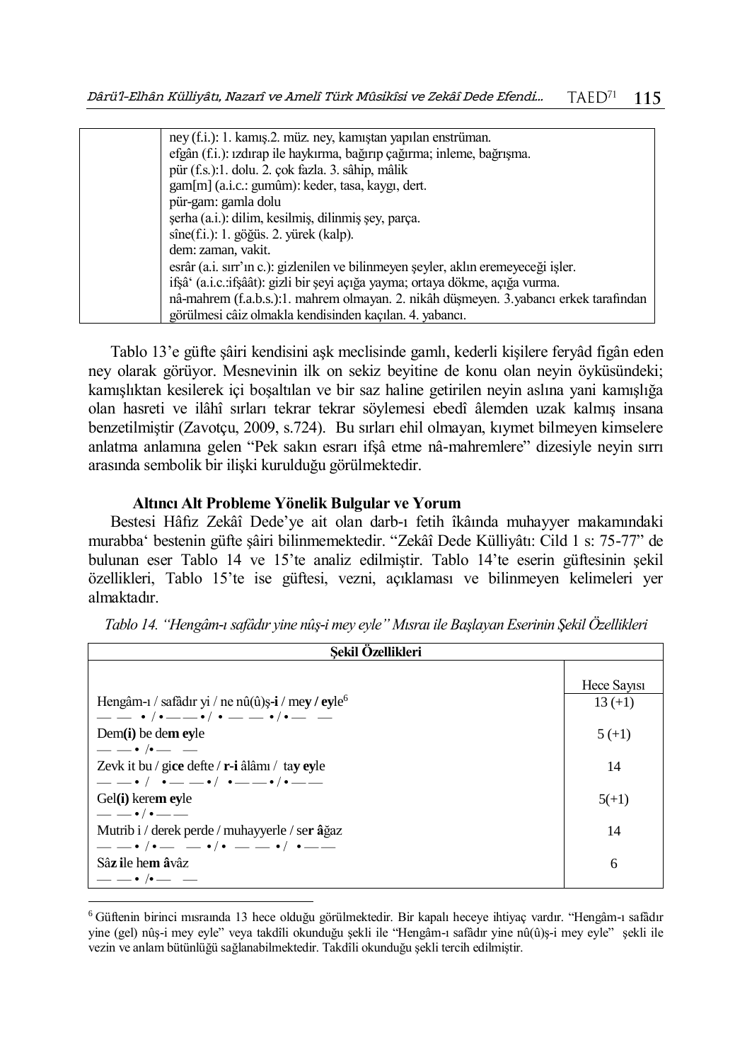| | |
|---|---|
| | ney (f.i.): 1. kamış.2. müz. ney, kamıştan yapılan enstrüman.<br>efgân (f.i.): ızdırap ile haykırma, bağırıp çağırma; inleme, bağrışma.<br>pür (f.s.):1. dolu. 2. çok fazla. 3. sâhip, mâlik<br>gam[m] (a.i.c.: gumûm): keder, tasa, kaygı, dert.<br>pür-gam: gamla dolu<br>şerha (a.i.): dilim, kesilmiş, dilinmiş şey, parça.<br>sîne(f.i.): 1. göğüs. 2. yürek (kalp).<br>dem: zaman, vakit.<br>esrâr (a.i. sırr'ın c.): gizlenilen ve bilinmeyen şeyler, aklın eremeyeceği işler.<br>ifşâ' (a.i.c.:ifşâât): gizli bir şeyi açığa yayma; ortaya dökme, açığa vurma.<br>nâ-mahrem (f.a.b.s.):1. mahrem olmayan. 2. nikâh düşmeyen. 3.yabancı erkek tarafından görülmesi câiz olmakla kendisinden kaçılan. 4. yabancı. |

Tablo 13'e güfte şâiri kendisini aşk meclisinde gamlı, kederli kişilere feryâd figân eden ney olarak görüyor. Mesnevinin ilk on sekiz beyitine de konu olan neyin öyküsündeki; kamışlıktan kesilerek içi boşaltılan ve bir saz haline getirilen neyin aslına yani kamışlığa olan hasreti ve ilâhî sırları tekrar tekrar söylemesi ebedî âlemden uzak kalmış insana benzetilmiştir (Zavotçu, 2009, s.724). Bu sırları ehil olmayan, kıymet bilmeyen kimselere anlatma anlamına gelen "Pek sakın esrarı ifşâ etme nâ-mahremlere" dizesiyle neyin sırrı arasında sembolik bir ilişki kurulduğu görülmektedir.

### Altıncı Alt Probleme Yönelik Bulgular ve Yorum

Bestesi Hâfız Zekâî Dede'ye ait olan darb-ı fetih îkâında muhayyer makamındaki murabba' bestenin güfte şâiri bilinmemektedir. "Zekâî Dede Külliyâtı: Cild 1 s: 75-77" de bulunan eser Tablo 14 ve 15'te analiz edilmiştir. Tablo 14'te eserin güftesinin şekil özellikleri, Tablo 15'te ise güftesi, vezni, açıklaması ve bilinmeyen kelimeleri yer almaktadır.

*Tablo 14. "Hengâm-ı safâdır yine nûş-i mey eyle" Mısraı ile Başlayan Eserinin Şekil Özellikleri*

| Şekil Özellikleri | |
|---|---|
| | Hece Sayısı |
| Hengâm-ı / safâdır yi / ne nû(û)ş-**i** / me**y** / **ey**le[6]<br>— — • / • — — • / • — — • / • — — | 13 (+1) |
| Dem**(i)** be de**m** **ey**le<br>— — • /• — — | 5 (+1) |
| Zevk it bu / gi**ce** defte / **r-i** âlâmı / ta**y** **ey**le<br>— — • / • — — • / • — — • / • — — | 14 |
| Gel**(i)** kere**m** **ey**le<br>— — • / • — — | 5(+1) |
| Mutrib i / derek perde / muhayyerle / se**r** **â**ğaz<br>— — • /• — — • / • — — • / • — — | 14 |
| Sâ**z** **i**le he**m** **â**vâz<br>— — • /• — — | 6 |

[6] Güftenin birinci mısraında 13 hece olduğu görülmektedir. Bir kapalı heceye ihtiyaç vardır. "Hengâm-ı safâdır yine (gel) nûş-i mey eyle" veya takdîli okunduğu şekli ile "Hengâm-ı safâdır yine nû(û)ş-i mey eyle" şekli ile vezin ve anlam bütünlüğü sağlanabilmektedir. Takdîli okunduğu şekli tercih edilmiştir.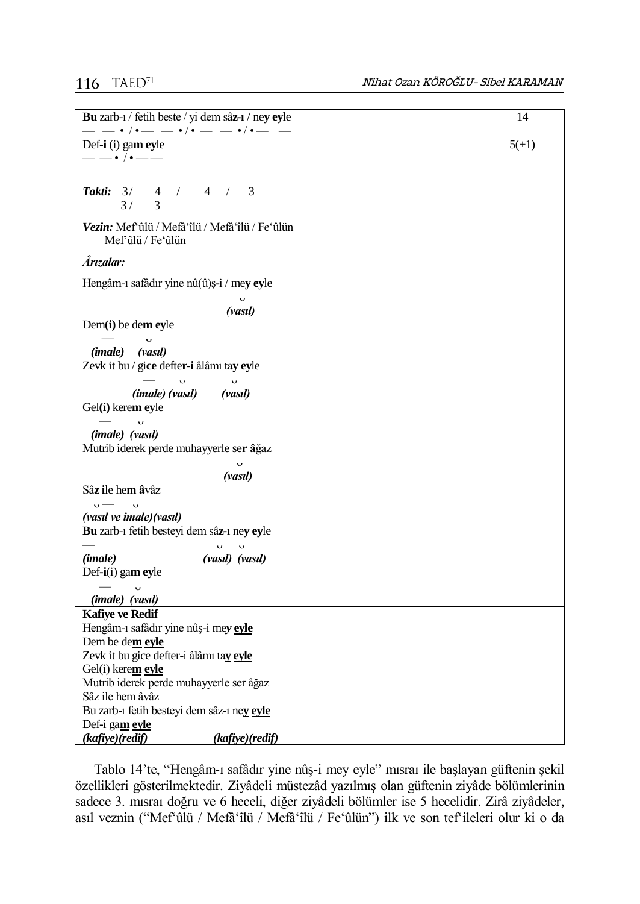| | |
|---|---|
| **Bu** zarb-ı / fetih beste / yi dem sâ**z-ı** / ne**y ey**le<br>— — • / • — — • / • — — • / • — — | 14 |
| Def-**i** (i) ga**m ey**le<br>— — • / • — — | 5(+1) |

**_Takti:_** 3 / 4 / 4 / 3
3 / 3

***Vezin:*** Mef'ûlü / Mefâ'îlü / Mefâ'îlü / Fe'ûlün
Mef'ûlü / Fe'ûlün

***Ârızalar:***

Hengâm-ı safâdır yine nû(û)ş-i / me**y ey**le
◡
***(vasıl)***

Dem**(i)** be de**m ey**le
— ◡
***(imale) (vasıl)***

Zevk it bu / gi**ce** defte**r-i** âlâmı ta**y ey**le
— ◡ ◡
***(imale) (vasıl) (vasıl)***

Gel**(i)** kere**m ey**le
— ◡
***(imale) (vasıl)***

Mutrib iderek perde muhayyerle se**r â**ğaz
◡
***(vasıl)***

Sâ**z i**le he**m â**vâz
◡ — ◡
***(vasıl ve imale)(vasıl)***

**Bu** zarb-ı fetih besteyi dem sâ**z-ı** ne**y ey**le
— ◡ ◡
***(imale) (vasıl) (vasıl)***

Def-**i**(i) ga**m ey**le
— ◡
***(imale) (vasıl)***

**Kafiye ve Redif**
Hengâm-ı safâdır yine nûş-i me*y* **eyle**
Dem be de**m** **eyle**
Zevk it bu gice defter-i âlâmı ta**y** **eyle**
Gel(i) kere**m** **eyle**
Mutrib iderek perde muhayyerle ser âğaz
Sâz ile hem âvâz
Bu zarb-ı fetih besteyi dem sâz-ı ne**y** **eyle**
Def-i ga**m** **eyle**
***(kafiye)(redif) (kafiye)(redif)***

Tablo 14'te, "Hengâm-ı safâdır yine nûş-i mey eyle" mısraı ile başlayan güftenin şekil özellikleri gösterilmektedir. Ziyâdeli müstezâd yazılmış olan güftenin ziyâde bölümlerinin sadece 3. mısraı doğru ve 6 heceli, diğer ziyâdeli bölümler ise 5 hecelidir. Zirâ ziyâdeler, asıl veznin ("Mef'ûlü / Mefâ'îlü / Mefâ'îlü / Fe'ûlün") ilk ve son tef'ileleri olur ki o da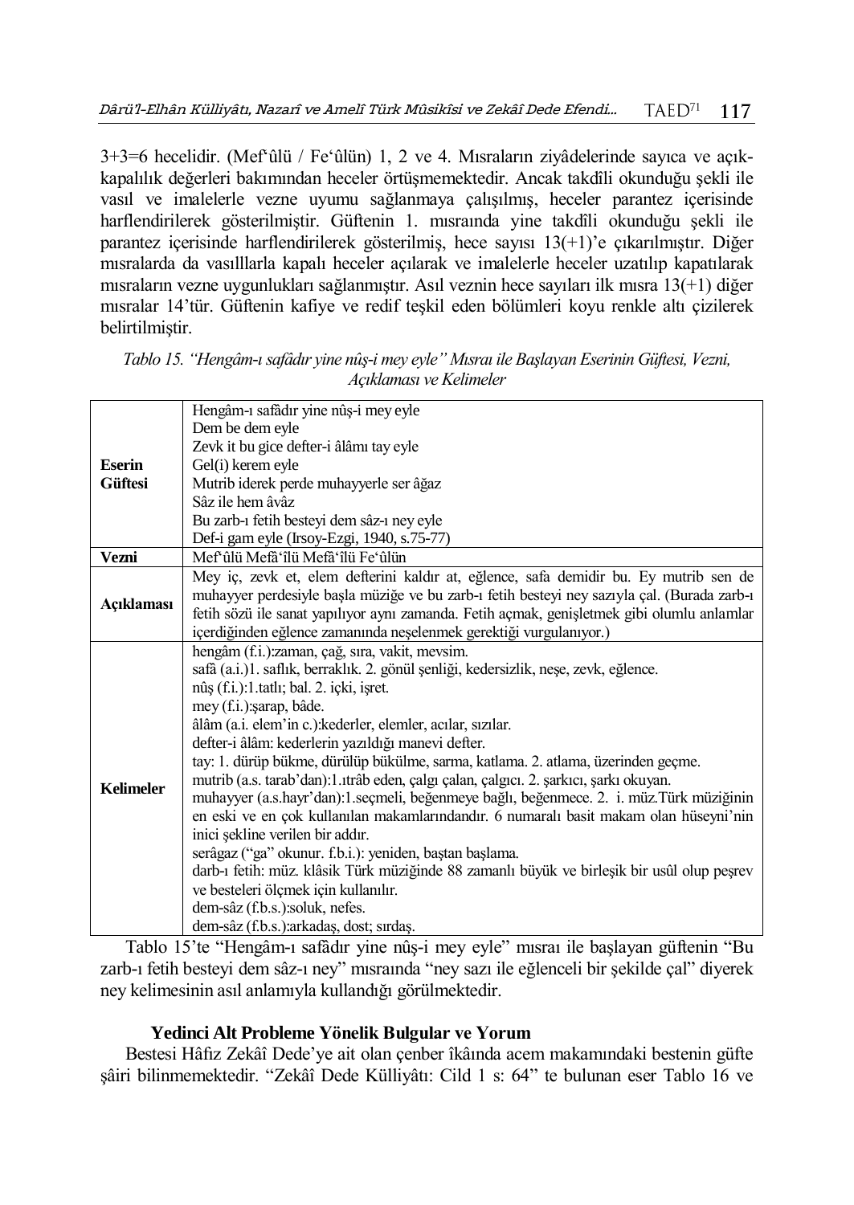3+3=6 hecelidir. (Mef'ûlü / Fe'ûlün) 1, 2 ve 4. Mısraların ziyâdelerinde sayıca ve açık-kapalılık değerleri bakımından heceler örtüşmemektedir. Ancak takdîli okunduğu şekli ile vasıl ve imalelerle vezne uyumu sağlanmaya çalışılmış, heceler parantez içerisinde harflendirilerek gösterilmiştir. Güftenin 1. mısraında yine takdîli okunduğu şekli ile parantez içerisinde harflendirilerek gösterilmiş, hece sayısı 13(+1)'e çıkarılmıştır. Diğer mısralarda da vasılllarla kapalı heceler açılarak ve imalelerle heceler uzatılıp kapatılarak mısraların vezne uygunlukları sağlanmıştır. Asıl veznin hece sayıları ilk mısra 13(+1) diğer mısralar 14'tür. Güftenin kafiye ve redif teşkil eden bölümleri koyu renkle altı çizilerek belirtilmiştir.

*Tablo 15. "Hengâm-ı safâdır yine nûş-i mey eyle" Mısraı ile Başlayan Eserinin Güftesi, Vezni, Açıklaması ve Kelimeler*

| | |
|---|---|
| **Eserin Güftesi** | Hengâm-ı safâdır yine nûş-i mey eyle<br>Dem be dem eyle<br>Zevk it bu gice defter-i âlâmı tay eyle<br>Gel(i) kerem eyle<br>Mutrib iderek perde muhayyerle ser âğaz<br>Sâz ile hem âvâz<br>Bu zarb-ı fetih besteyi dem sâz-ı ney eyle<br>Def-i gam eyle (Irsoy-Ezgi, 1940, s.75-77) |
| **Vezni** | Mef'ûlü Mefâ'îlü Mefâ'îlü Fe'ûlün |
| **Açıklaması** | Mey iç, zevk et, elem defterini kaldır at, eğlence, safa demidir bu. Ey mutrib sen de muhayyer perdesiyle başla müziğe ve bu zarb-ı fetih besteyi ney sazıyla çal. (Burada zarb-ı fetih sözü ile sanat yapılıyor aynı zamanda. Fetih açmak, genişletmek gibi olumlu anlamlar içerdiğinden eğlence zamanında neşelenmek gerektiği vurgulanıyor.) |
| **Kelimeler** | hengâm (f.i.):zaman, çağ, sıra, vakit, mevsim.<br>safâ (a.i.)1. saflık, berraklık. 2. gönül şenliği, kedersizlik, neşe, zevk, eğlence.<br>nûş (f.i.):1.tatlı; bal. 2. içki, işret.<br>mey (f.i.):şarap, bâde.<br>âlâm (a.i. elem'in c.):kederler, elemler, acılar, sızılar.<br>defter-i âlâm: kederlerin yazıldığı manevi defter.<br>tay: 1. dürüp bükme, dürülüp bükülme, sarma, katlama. 2. atlama, üzerinden geçme.<br>mutrib (a.s. tarab'dan):1.ıtrâb eden, çalgı çalan, çalgıcı. 2. şarkıcı, şarkı okuyan.<br>muhayyer (a.s.hayr'dan):1.seçmeli, beğenmeye bağlı, beğenmece. 2. i. müz.Türk müziğinin en eski ve en çok kullanılan makamlarındandır. 6 numaralı basit makam olan hüseyni'nin inici şekline verilen bir addır.<br>serâgaz ("ga" okunur. f.b.i.): yeniden, baştan başlama.<br>darb-ı fetih: müz. klâsik Türk müziğinde 88 zamanlı büyük ve birleşik bir usûl olup peşrev ve besteleri ölçmek için kullanılır.<br>dem-sâz (f.b.s.):soluk, nefes.<br>dem-sâz (f.b.s.):arkadaş, dost; sırdaş. |

Tablo 15'te "Hengâm-ı safâdır yine nûş-i mey eyle" mısraı ile başlayan güftenin "Bu zarb-ı fetih besteyi dem sâz-ı ney" mısraında "ney sazı ile eğlenceli bir şekilde çal" diyerek ney kelimesinin asıl anlamıyla kullandığı görülmektedir.

### Yedinci Alt Probleme Yönelik Bulgular ve Yorum

Bestesi Hâfız Zekâî Dede'ye ait olan çenber îkâında acem makamındaki bestenin güfte şâiri bilinmemektedir. "Zekâî Dede Külliyâtı: Cild 1 s: 64" te bulunan eser Tablo 16 ve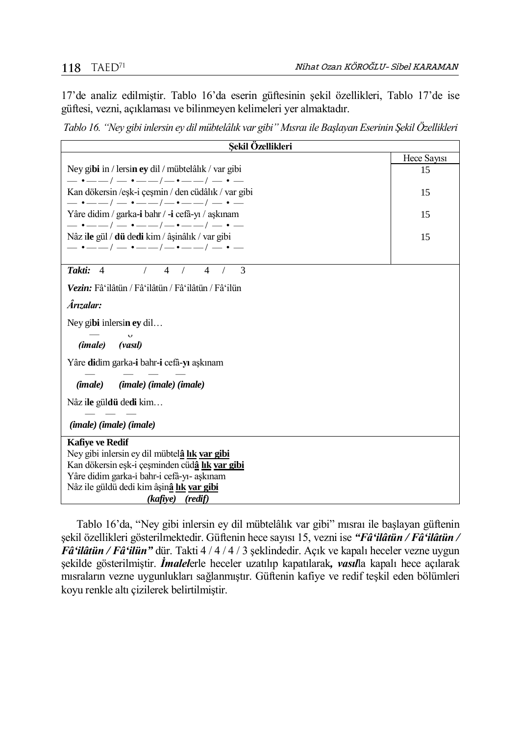17'de analiz edilmiştir. Tablo 16'da eserin güftesinin şekil özellikleri, Tablo 17'de ise güftesi, vezni, açıklaması ve bilinmeyen kelimeleri yer almaktadır.

*Tablo 16. "Ney gibi inlersin ey dil mübtelâlık var gibi" Mısraı ile Başlayan Eserinin Şekil Özellikleri*

| **Şekil Özellikleri** | |
|---|---|
| | Hece Sayısı |
| Ney gi**bi** in / lersi**n ey** dil / mübtelâlık / var gibi<br>— • — — / — • — — / — • — — / — • — | 15 |
| Kan dökersin /eşk-i çeşmin / den cüdâlık / var gibi<br>— • — — / — • — — / — • — — / — • — | 15 |
| Yâre didim / garka-**i** bahr / -**i** cefâ-yı / aşkınam<br>— • — — / — • — — / — • — — / — • — | 15 |
| Nâz i**le** gül / **dü** de**di** kim / âşinâlık / var gibi<br>— • — — / — • — — / — • — — / — • — | 15 |
| ***Takti:*** 4 / 4 / 4 / 3<br><br>***Vezin:*** Fâ'ilâtün / Fâ'ilâtün / Fâ'ilâtün / Fâ'ilün<br><br>***Ârızalar:***<br><br>Ney gi**bi** inlersi**n ey** dil…<br>— ᴗ<br>***(imale) (vasıl)***<br><br>Yâre **di**dim garka-**i** bahr-**i** cefâ-**yı** aşkınam<br>— — — —<br>***(imale) (imale) (imale) (imale)***<br><br>Nâz i**le** gül**dü** de**di** kim…<br>— — —<br>***(imale) (imale) (imale)*** | |
| **Kafiye ve Redif**<br>Ney gibi inlersin ey dil mübtel**<u>â lık</u>** **<u>var gibi</u>**<br>Kan dökersin eşk-i çeşminden cüd**<u>â lık</u>** **<u>var gibi</u>**<br>Yâre didim garka-i bahr-i cefâ-yı- aşkınam<br>Nâz ile güldü dedi kim âşin**<u>â lık</u>** **<u>var gibi</u>**<br>***(kafiye) (redif)*** | |

Tablo 16'da, "Ney gibi inlersin ey dil mübtelâlık var gibi" mısraı ile başlayan güftenin şekil özellikleri gösterilmektedir. Güftenin hece sayısı 15, vezni ise ***"Fâ'ilâtün / Fâ'ilâtün / Fâ'ilâtün / Fâ'ilün"*** dür. Takti 4 / 4 / 4 / 3 şeklindedir. Açık ve kapalı heceler vezne uygun şekilde gösterilmiştir. ***İmalel***erle heceler uzatılıp kapatılarak***, vasıl***la kapalı hece açılarak mısraların vezne uygunlukları sağlanmıştır. Güftenin kafiye ve redif teşkil eden bölümleri koyu renkle altı çizilerek belirtilmiştir.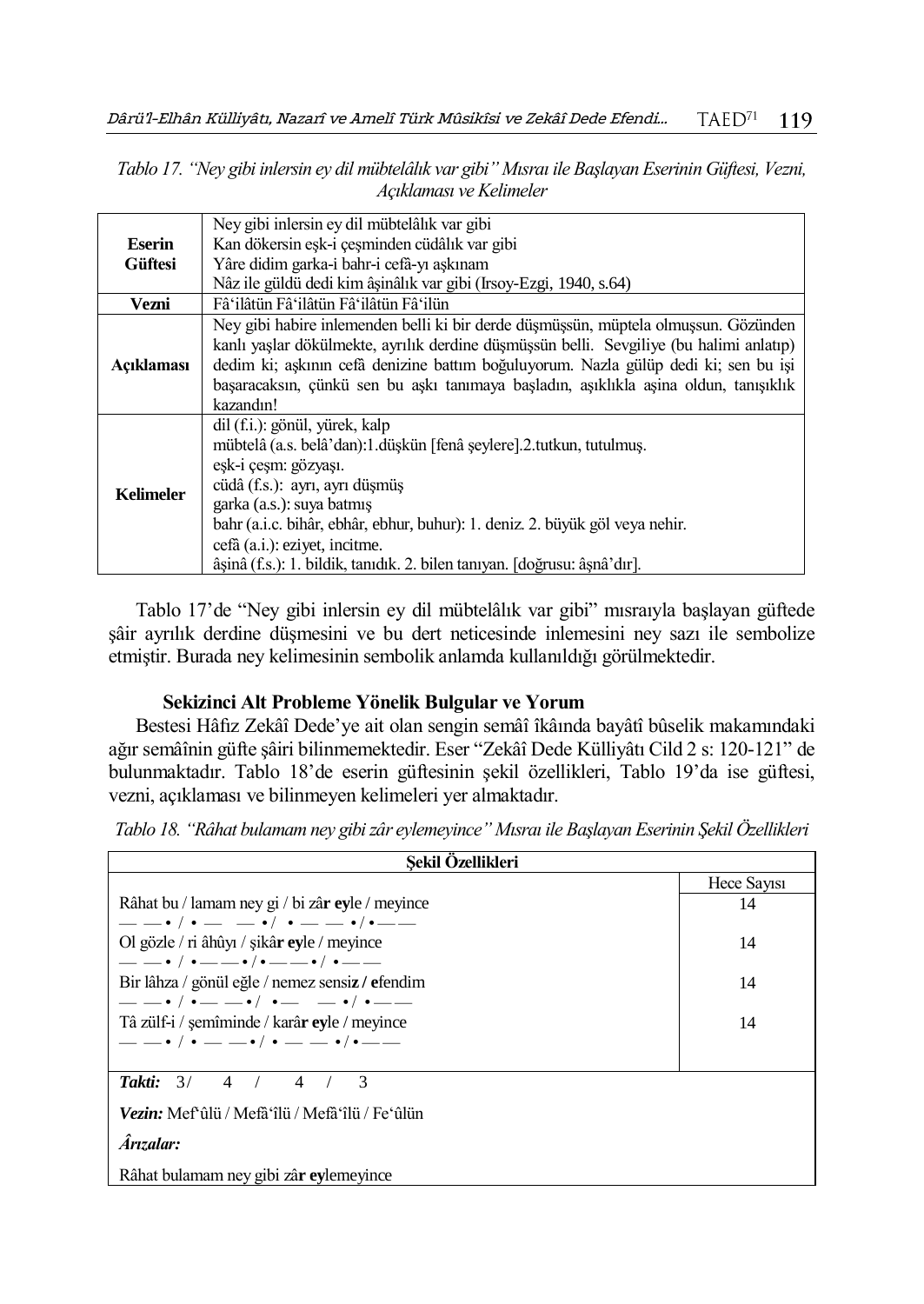*Tablo 17. "Ney gibi inlersin ey dil mübtelâlık var gibi" Mısraı ile Başlayan Eserinin Güftesi, Vezni, Açıklaması ve Kelimeler*

| | |
|---|---|
| **Eserin Güftesi** | Ney gibi inlersin ey dil mübtelâlık var gibi<br>Kan dökersin eşk-i çeşminden cüdâlık var gibi<br>Yâre didim garka-i bahr-i cefâ-yı aşkınam<br>Nâz ile güldü dedi kim âşinâlık var gibi (Irsoy-Ezgi, 1940, s.64) |
| **Vezni** | Fâ'ilâtün Fâ'ilâtün Fâ'ilâtün Fâ'ilün |
| **Açıklaması** | Ney gibi habire inlemenden belli ki bir derde düşmüşsün, müptela olmuşsun. Gözünden kanlı yaşlar dökülmekte, ayrılık derdine düşmüşsün belli. Sevgiliye (bu halimi anlatıp) dedim ki; aşkının cefâ denizine battım boğuluyorum. Nazla gülüp dedi ki; sen bu işi başaracaksın, çünkü sen bu aşkı tanımaya başladın, aşıklıkla aşina oldun, tanışıklık kazandın! |
| **Kelimeler** | dil (f.i.): gönül, yürek, kalp<br>mübtelâ (a.s. belâ'dan):1.düşkün [fenâ şeylere].2.tutkun, tutulmuş.<br>eşk-i çeşm: gözyaşı.<br>cüdâ (f.s.): ayrı, ayrı düşmüş<br>garka (a.s.): suya batmış<br>bahr (a.i.c. bihâr, ebhâr, ebhur, buhur): 1. deniz. 2. büyük göl veya nehir.<br>cefâ (a.i.): eziyet, incitme.<br>âşinâ (f.s.): 1. bildik, tanıdık. 2. bilen tanıyan. [doğrusu: âşnâ'dır]. |

Tablo 17'de "Ney gibi inlersin ey dil mübtelâlık var gibi" mısraıyla başlayan güftede şâir ayrılık derdine düşmesini ve bu dert neticesinde inlemesini ney sazı ile sembolize etmiştir. Burada ney kelimesinin sembolik anlamda kullanıldığı görülmektedir.

### Sekizinci Alt Probleme Yönelik Bulgular ve Yorum

Bestesi Hâfız Zekâî Dede'ye ait olan sengin semâî îkâında bayâtî bûselik makamındaki ağır semâînin güfte şâiri bilinmemektedir. Eser "Zekâî Dede Külliyâtı Cild 2 s: 120-121" de bulunmaktadır. Tablo 18'de eserin güftesinin şekil özellikleri, Tablo 19'da ise güftesi, vezni, açıklaması ve bilinmeyen kelimeleri yer almaktadır.

*Tablo 18. "Râhat bulamam ney gibi zâr eylemeyince" Mısraı ile Başlayan Eserinin Şekil Özellikleri*

| Şekil Özellikleri | |
|---|---|
| | Hece Sayısı |
| Râhat bu / lamam ney gi / bi zâ**r ey**le / meyince<br>— — • / • — — • / • — — • / • — — | 14 |
| Ol gözle / ri âhûyı / şikâ**r ey**le / meyince<br>— — • / • — — • / • — — • / • — — | 14 |
| Bir lâhza / gönül eğle / nemez sensi**z / e**fendim<br>— — • / • — — • / • — — • / • — — | 14 |
| Tâ zülf-i / şemîminde / karâ**r ey**le / meyince<br>— — • / • — — • / • — — • / • — — | 14 |
| ***Takti:*** 3/ 4 / 4 / 3 | |
| ***Vezin:*** Mef'ûlü / Mefâ'îlü / Mefâ'îlü / Fe'ûlün | |
| ***Ârızalar:*** | |
| Râhat bulamam ney gibi zâ**r ey**lemeyince | |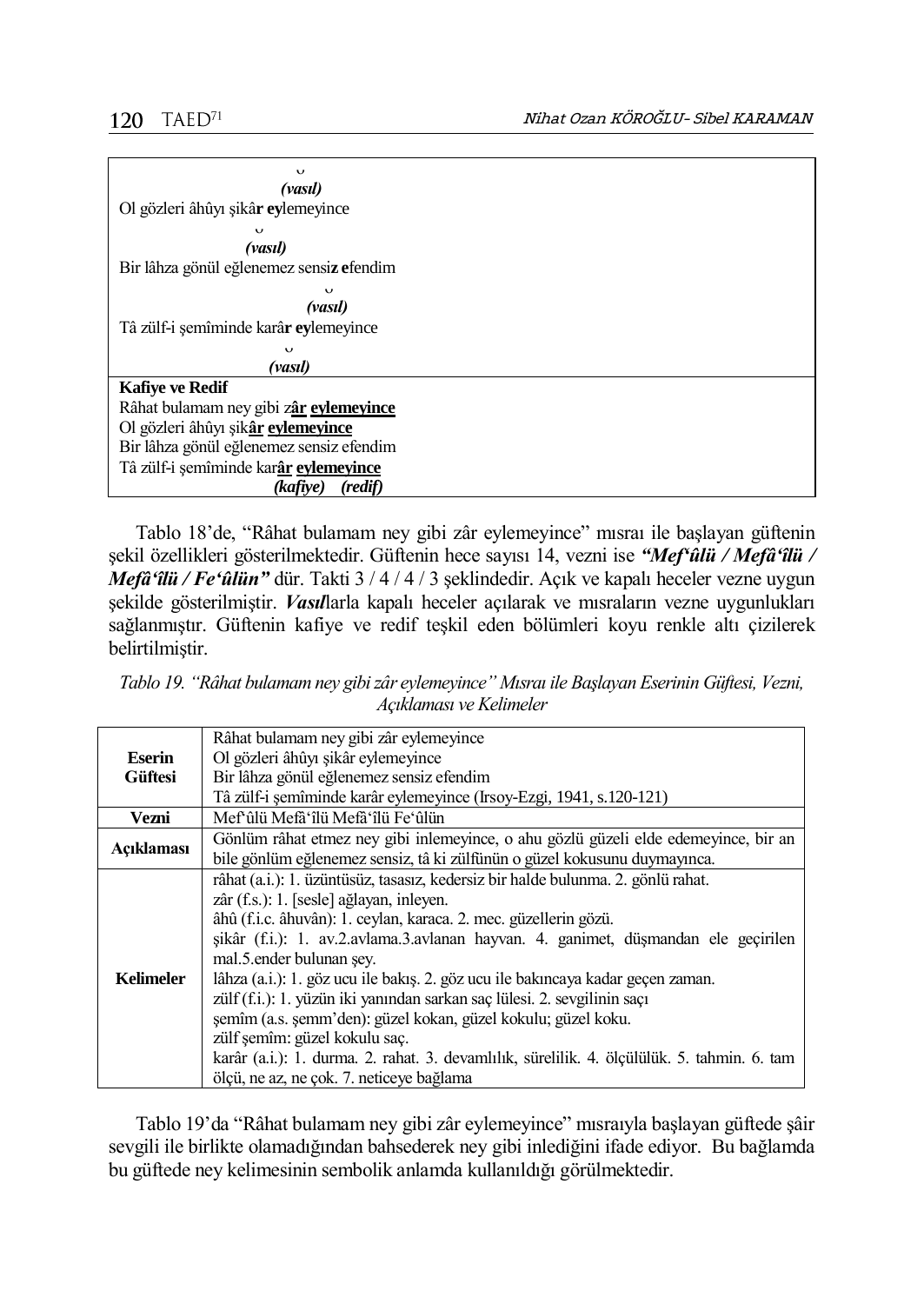| |
|---|
| ᴗ |
| *(vasıl)* |
| Ol gözleri âhûyı şikâ**r ey**lemeyince |
| ᴗ |
| *(vasıl)* |
| Bir lâhza gönül eğlenemez sensi**z e**fendim |
| ᴗ |
| *(vasıl)* |
| Tâ zülf-i şemîminde karâ**r ey**lemeyince |
| ᴗ |
| *(vasıl)* |
| **Kafiye ve Redif** |
| Râhat bulamam ney gibi z**âr eylemeyince** |
| Ol gözleri âhûyı şik**âr eylemeyince** |
| Bir lâhza gönül eğlenemez sensiz efendim |
| Tâ zülf-i şemîminde kar**âr eylemeyince** |
| *(kafiye)* *(redif)* |

Tablo 18'de, "Râhat bulamam ney gibi zâr eylemeyince" mısraı ile başlayan güftenin şekil özellikleri gösterilmektedir. Güftenin hece sayısı 14, vezni ise ***"Mef'ûlü / Mefâ'îlü / Mefâ'îlü / Fe'ûlün"*** dür. Takti 3 / 4 / 4 / 3 şeklindedir. Açık ve kapalı heceler vezne uygun şekilde gösterilmiştir. ***Vasıl***larla kapalı heceler açılarak ve mısraların vezne uygunlukları sağlanmıştır. Güftenin kafiye ve redif teşkil eden bölümleri koyu renkle altı çizilerek belirtilmiştir.

*Tablo 19. "Râhat bulamam ney gibi zâr eylemeyince" Mısraı ile Başlayan Eserinin Güftesi, Vezni, Açıklaması ve Kelimeler*

| | |
|---|---|
| **Eserin Güftesi** | Râhat bulamam ney gibi zâr eylemeyince<br>Ol gözleri âhûyı şikâr eylemeyince<br>Bir lâhza gönül eğlenemez sensiz efendim<br>Tâ zülf-i şemîminde karâr eylemeyince (Irsoy-Ezgi, 1941, s.120-121) |
| **Vezni** | Mef'ûlü Mefâ'îlü Mefâ'îlü Fe'ûlün |
| **Açıklaması** | Gönlüm râhat etmez ney gibi inlemeyince, o ahu gözlü güzeli elde edemeyince, bir an bile gönlüm eğlenemez sensiz, tâ ki zülfünün o güzel kokusunu duymayınca. |
| **Kelimeler** | râhat (a.i.): 1. üzüntüsüz, tasasız, kedersiz bir halde bulunma. 2. gönlü rahat.<br>zâr (f.s.): 1. [sesle] ağlayan, inleyen.<br>âhû (f.i.c. âhuvân): 1. ceylan, karaca. 2. mec. güzellerin gözü.<br>şikâr (f.i.): 1. av.2.avlama.3.avlanan hayvan. 4. ganimet, düşmandan ele geçirilen mal.5.ender bulunan şey.<br>lâhza (a.i.): 1. göz ucu ile bakış. 2. göz ucu ile bakıncaya kadar geçen zaman.<br>zülf (f.i.): 1. yüzün iki yanından sarkan saç lülesi. 2. sevgilinin saçı<br>şemîm (a.s. şemm'den): güzel kokan, güzel kokulu; güzel koku.<br>zülf şemîm: güzel kokulu saç.<br>karâr (a.i.): 1. durma. 2. rahat. 3. devamlılık, sürelilik. 4. ölçülülük. 5. tahmin. 6. tam ölçü, ne az, ne çok. 7. neticeye bağlama |

Tablo 19'da "Râhat bulamam ney gibi zâr eylemeyince" mısraıyla başlayan güftede şâir sevgili ile birlikte olamadığından bahsederek ney gibi inlediğini ifade ediyor. Bu bağlamda bu güftede ney kelimesinin sembolik anlamda kullanıldığı görülmektedir.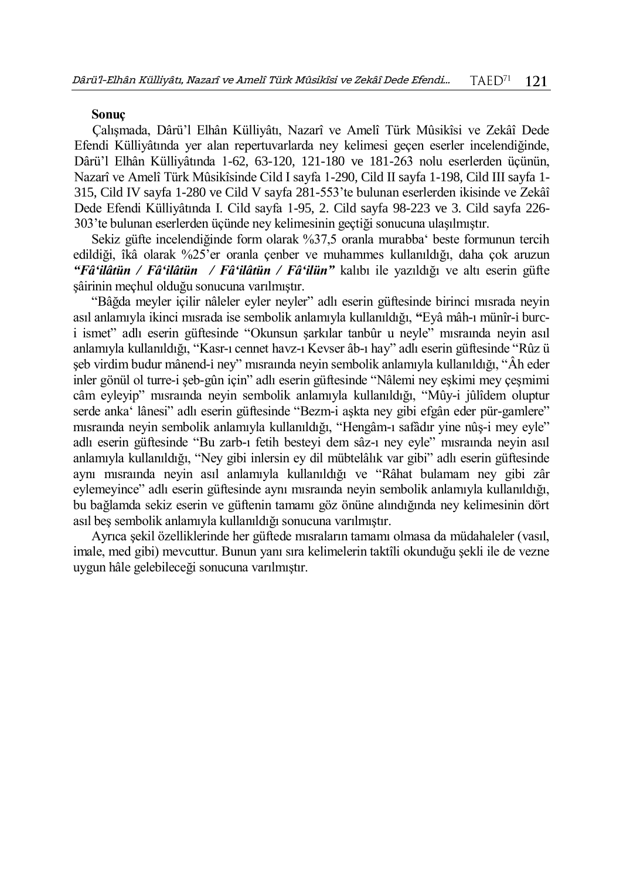## Sonuç

Çalışmada, Dârü'l Elhân Külliyâtı, Nazarî ve Amelî Türk Mûsikîsi ve Zekâî Dede Efendi Külliyâtında yer alan repertuvarlarda ney kelimesi geçen eserler incelendiğinde, Dârü'l Elhân Külliyâtında 1-62, 63-120, 121-180 ve 181-263 nolu eserlerden üçünün, Nazarî ve Amelî Türk Mûsikîsinde Cild I sayfa 1-290, Cild II sayfa 1-198, Cild III sayfa 1-315, Cild IV sayfa 1-280 ve Cild V sayfa 281-553'te bulunan eserlerden ikisinde ve Zekâî Dede Efendi Külliyâtında I. Cild sayfa 1-95, 2. Cild sayfa 98-223 ve 3. Cild sayfa 226-303'te bulunan eserlerden üçünde ney kelimesinin geçtiği sonucuna ulaşılmıştır.

Sekiz güfte incelendiğinde form olarak %37,5 oranla murabba' beste formunun tercih edildiği, îkâ olarak %25'er oranla çenber ve muhammes kullanıldığı, daha çok aruzun ***"Fâ'ilâtün / Fâ'ilâtün / Fâ'ilâtün / Fâ'ilün"*** kalıbı ile yazıldığı ve altı eserin güfte şâirinin meçhul olduğu sonucuna varılmıştır.

"Bâğda meyler içilir nâleler eyler neyler" adlı eserin güftesinde birinci mısrada neyin asıl anlamıyla ikinci mısrada ise sembolik anlamıyla kullanıldığı, **"**Eyâ mâh-ı münîr-i burc-i ismet" adlı eserin güftesinde "Okunsun şarkılar tanbûr u neyle" mısraında neyin asıl anlamıyla kullanıldığı, "Kasr-ı cennet havz-ı Kevser âb-ı hay" adlı eserin güftesinde "Rûz ü şeb virdim budur mânend-i ney" mısraında neyin sembolik anlamıyla kullanıldığı, "Âh eder inler gönül ol turre-i şeb-gûn için" adlı eserin güftesinde "Nâlemi ney eşkimi mey çeşmimi câm eyleyip" mısraında neyin sembolik anlamıyla kullanıldığı, "Mûy-i jûlîdem oluptur serde anka' lânesi" adlı eserin güftesinde "Bezm-i aşkta ney gibi efgân eder pür-gamlere" mısraında neyin sembolik anlamıyla kullanıldığı, "Hengâm-ı safâdır yine nûş-i mey eyle" adlı eserin güftesinde "Bu zarb-ı fetih besteyi dem sâz-ı ney eyle" mısraında neyin asıl anlamıyla kullanıldığı, "Ney gibi inlersin ey dil mübtelâlık var gibi" adlı eserin güftesinde aynı mısraında neyin asıl anlamıyla kullanıldığı ve "Râhat bulamam ney gibi zâr eylemeyince" adlı eserin güftesinde aynı mısraında neyin sembolik anlamıyla kullanıldığı, bu bağlamda sekiz eserin ve güftenin tamamı göz önüne alındığında ney kelimesinin dört asıl beş sembolik anlamıyla kullanıldığı sonucuna varılmıştır.

Ayrıca şekil özelliklerinde her güftede mısraların tamamı olmasa da müdahaleler (vasıl, imale, med gibi) mevcuttur. Bunun yanı sıra kelimelerin taktîli okunduğu şekli ile de vezne uygun hâle gelebileceği sonucuna varılmıştır.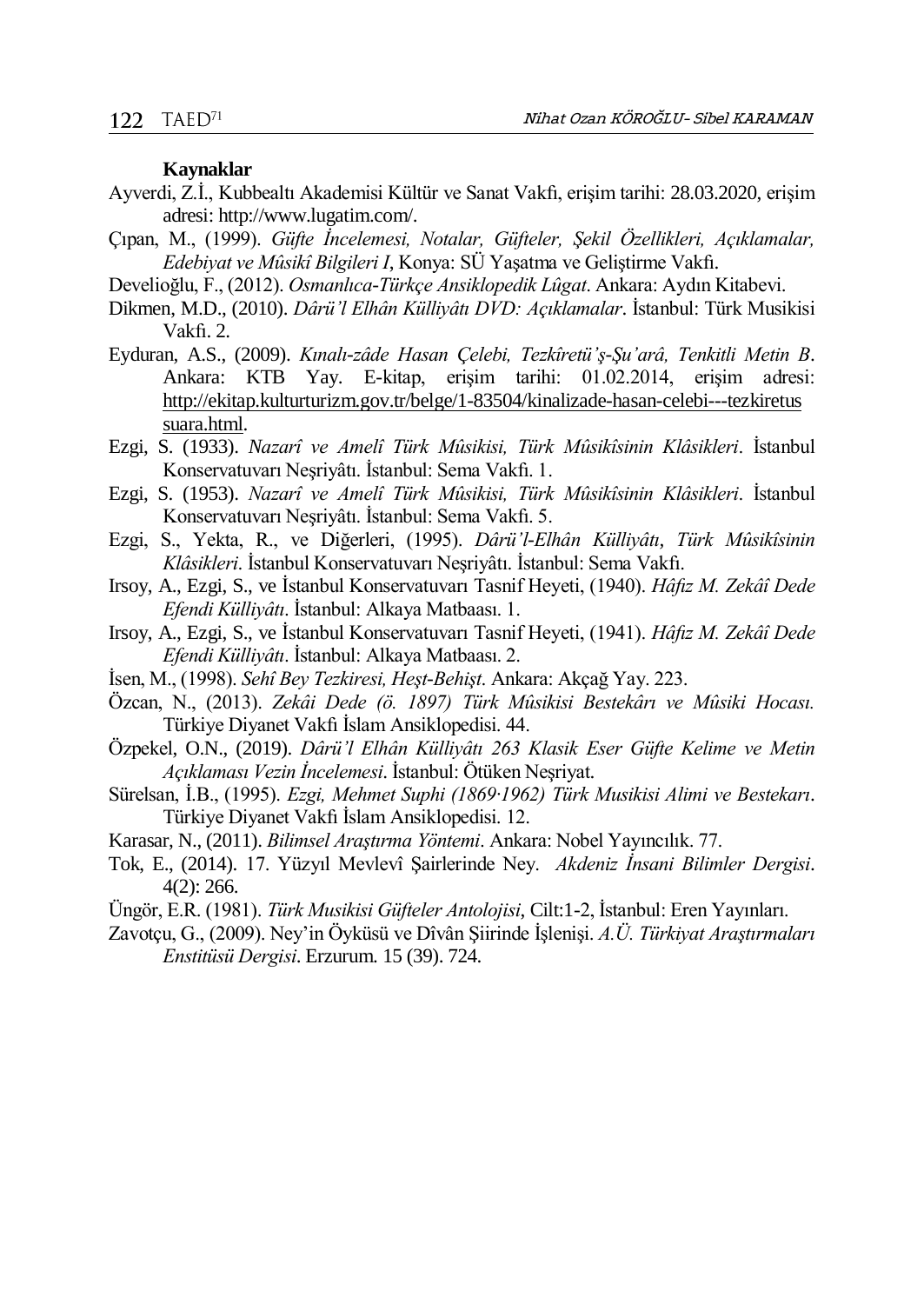**Kaynaklar**

Ayverdi, Z.İ., Kubbealtı Akademisi Kültür ve Sanat Vakfı, erişim tarihi: 28.03.2020, erişim adresi: http://www.lugatim.com/.

Çıpan, M., (1999). *Güfte İncelemesi, Notalar, Güfteler, Şekil Özellikleri, Açıklamalar, Edebiyat ve Mûsikî Bilgileri I*, Konya: SÜ Yaşatma ve Geliştirme Vakfı.

Develioğlu, F., (2012). *Osmanlıca-Türkçe Ansiklopedik Lûgat*. Ankara: Aydın Kitabevi.

Dikmen, M.D., (2010). *Dârü'l Elhân Külliyâtı DVD: Açıklamalar*. İstanbul: Türk Musikisi Vakfı. 2.

Eyduran, A.S., (2009). *Kınalı-zâde Hasan Çelebi, Tezkîretü'ş-Şu'arâ, Tenkitli Metin B*. Ankara: KTB Yay. E-kitap, erişim tarihi: 01.02.2014, erişim adresi: http://ekitap.kulturturizm.gov.tr/belge/1-83504/kinalizade-hasan-celebi---tezkiretussuara.html.

Ezgi, S. (1933). *Nazarî ve Amelî Türk Mûsikisi, Türk Mûsikîsinin Klâsikleri*. İstanbul Konservatuvarı Neşriyâtı. İstanbul: Sema Vakfı. 1.

Ezgi, S. (1953). *Nazarî ve Amelî Türk Mûsikisi, Türk Mûsikîsinin Klâsikleri*. İstanbul Konservatuvarı Neşriyâtı. İstanbul: Sema Vakfı. 5.

Ezgi, S., Yekta, R., ve Diğerleri, (1995). *Dârü'l-Elhân Külliyâtı, Türk Mûsikîsinin Klâsikleri*. İstanbul Konservatuvarı Neşriyâtı. İstanbul: Sema Vakfı.

Irsoy, A., Ezgi, S., ve İstanbul Konservatuvarı Tasnif Heyeti, (1940). *Hâfiz M. Zekâî Dede Efendi Külliyâtı*. İstanbul: Alkaya Matbaası. 1.

Irsoy, A., Ezgi, S., ve İstanbul Konservatuvarı Tasnif Heyeti, (1941). *Hâfiz M. Zekâî Dede Efendi Külliyâtı*. İstanbul: Alkaya Matbaası. 2.

İsen, M., (1998). *Sehî Bey Tezkiresi, Heşt-Behişt*. Ankara: Akçağ Yay. 223.

Özcan, N., (2013). *Zekâi Dede (ö. 1897) Türk Mûsikisi Bestekârı ve Mûsiki Hocası.* Türkiye Diyanet Vakfı İslam Ansiklopedisi. 44.

Özpekel, O.N., (2019). *Dârü'l Elhân Külliyâtı 263 Klasik Eser Güfte Kelime ve Metin Açıklaması Vezin İncelemesi*. İstanbul: Ötüken Neşriyat.

Sürelsan, İ.B., (1995). *Ezgi, Mehmet Suphi (1869·1962) Türk Musikisi Alimi ve Bestekarı*. Türkiye Diyanet Vakfı İslam Ansiklopedisi. 12.

Karasar, N., (2011). *Bilimsel Araştırma Yöntemi*. Ankara: Nobel Yayıncılık. 77.

Tok, E., (2014). 17. Yüzyıl Mevlevî Şairlerinde Ney. *Akdeniz İnsani Bilimler Dergisi*. 4(2): 266.

Üngör, E.R. (1981). *Türk Musikisi Güfteler Antolojisi*, Cilt:1-2, İstanbul: Eren Yayınları.

Zavotçu, G., (2009). Ney'in Öyküsü ve Dîvân Şiirinde İşlenişi. *A.Ü. Türkiyat Araştırmaları Enstitüsü Dergisi*. Erzurum. 15 (39). 724.